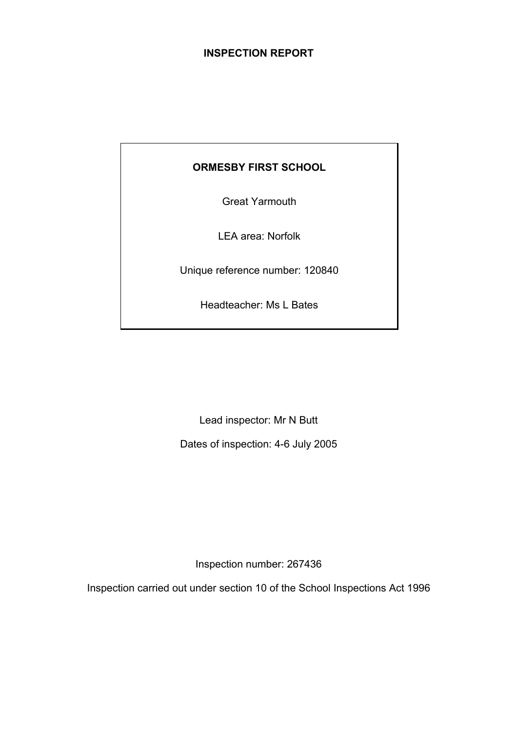# INSPECTION REPORT

**ORMESBY FIRST SCHOOL**

Great Yarmouth

LEA area: Norfolk

Unique reference number: 120840

Headteacher: Ms L Bates

Lead inspector: Mr N Butt

Dates of inspection: 4-6 July 2005

Inspection number: 267436

Inspection carried out under section 10 of the School Inspections Act 1996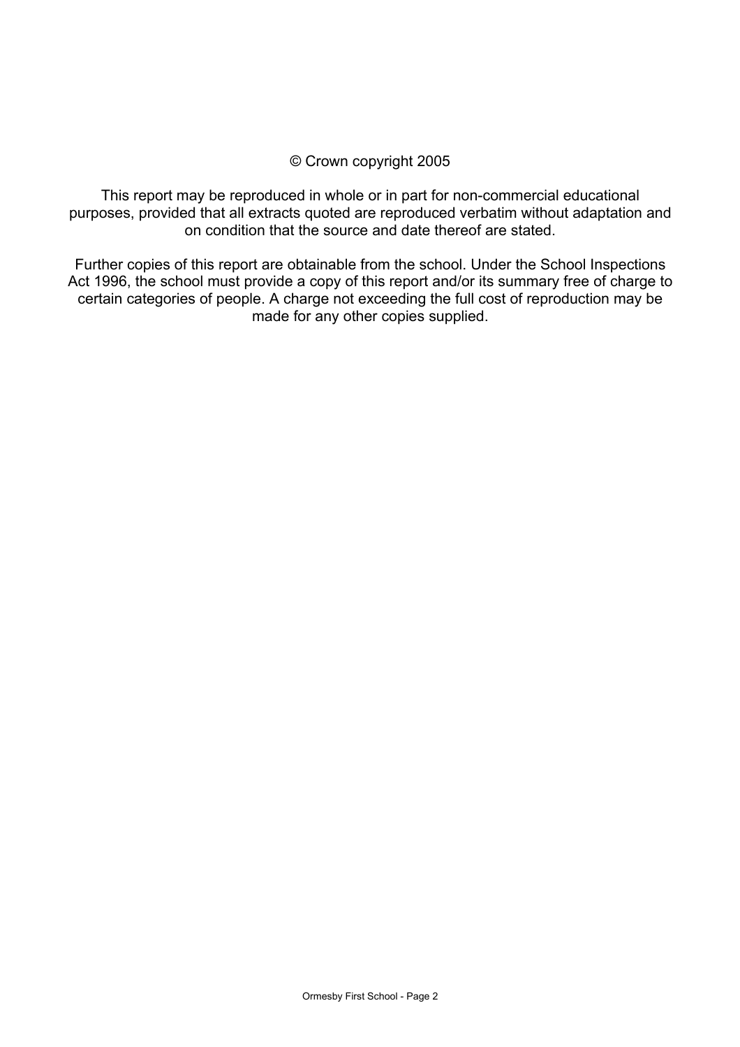© Crown copyright 2005

This report may be reproduced in whole or in part for non-commercial educational purposes, provided that all extracts quoted are reproduced verbatim without adaptation and on condition that the source and date thereof are stated.

Further copies of this report are obtainable from the school. Under the School Inspections Act 1996, the school must provide a copy of this report and/or its summary free of charge to certain categories of people. A charge not exceeding the full cost of reproduction may be made for any other copies supplied.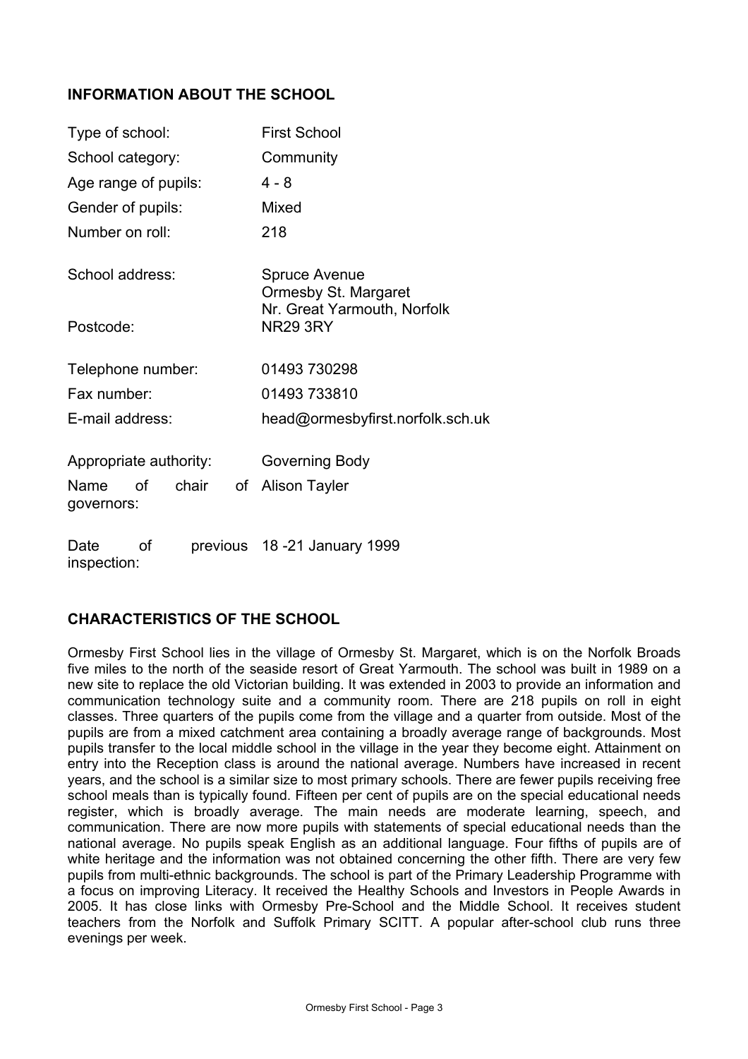## INFORMATION ABOUT THE SCHOOL

| | |
|---|---|
| Type of school: | First School |
| School category: | Community |
| Age range of pupils: | 4 - 8 |
| Gender of pupils: | Mixed |
| Number on roll: | 218 |
| School address: | Spruce Avenue<br>Ormesby St. Margaret<br>Nr. Great Yarmouth, Norfolk |
| Postcode: | NR29 3RY |
| Telephone number: | 01493 730298 |
| Fax number: | 01493 733810 |
| E-mail address: | head@ormesbyfirst.norfolk.sch.uk |
| Appropriate authority: | Governing Body |
| Name of chair of governors: | Alison Tayler |
| Date of previous inspection: | 18 -21 January 1999 |

## CHARACTERISTICS OF THE SCHOOL

Ormesby First School lies in the village of Ormesby St. Margaret, which is on the Norfolk Broads five miles to the north of the seaside resort of Great Yarmouth. The school was built in 1989 on a new site to replace the old Victorian building. It was extended in 2003 to provide an information and communication technology suite and a community room. There are 218 pupils on roll in eight classes. Three quarters of the pupils come from the village and a quarter from outside. Most of the pupils are from a mixed catchment area containing a broadly average range of backgrounds. Most pupils transfer to the local middle school in the village in the year they become eight. Attainment on entry into the Reception class is around the national average. Numbers have increased in recent years, and the school is a similar size to most primary schools. There are fewer pupils receiving free school meals than is typically found. Fifteen per cent of pupils are on the special educational needs register, which is broadly average. The main needs are moderate learning, speech, and communication. There are now more pupils with statements of special educational needs than the national average. No pupils speak English as an additional language. Four fifths of pupils are of white heritage and the information was not obtained concerning the other fifth. There are very few pupils from multi-ethnic backgrounds. The school is part of the Primary Leadership Programme with a focus on improving Literacy. It received the Healthy Schools and Investors in People Awards in 2005. It has close links with Ormesby Pre-School and the Middle School. It receives student teachers from the Norfolk and Suffolk Primary SCITT. A popular after-school club runs three evenings per week.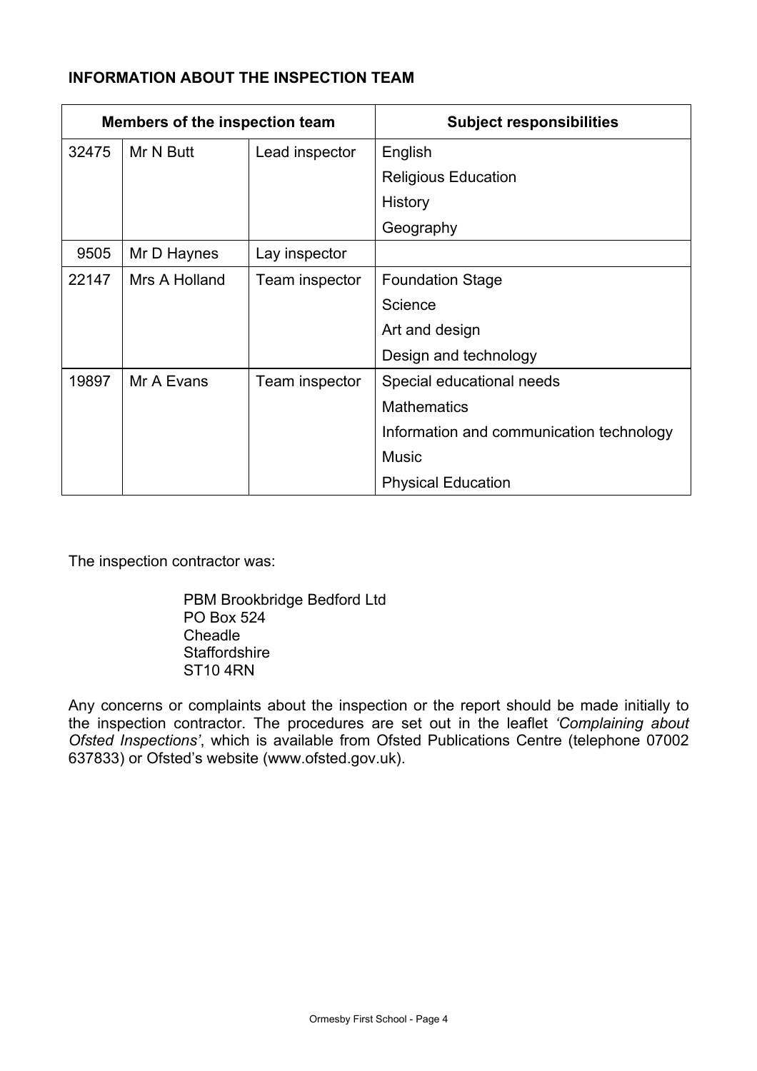**INFORMATION ABOUT THE INSPECTION TEAM**

| Members of the inspection team | | | Subject responsibilities |
|---|---|---|---|
| 32475 | Mr N Butt | Lead inspector | English<br>Religious Education<br>History<br>Geography |
| 9505 | Mr D Haynes | Lay inspector | |
| 22147 | Mrs A Holland | Team inspector | Foundation Stage<br>Science<br>Art and design<br>Design and technology |
| 19897 | Mr A Evans | Team inspector | Special educational needs<br>Mathematics<br>Information and communication technology<br>Music<br>Physical Education |

The inspection contractor was:

PBM Brookbridge Bedford Ltd
PO Box 524
Cheadle
Staffordshire
ST10 4RN

Any concerns or complaints about the inspection or the report should be made initially to the inspection contractor. The procedures are set out in the leaflet *'Complaining about Ofsted Inspections'*, which is available from Ofsted Publications Centre (telephone 07002 637833) or Ofsted's website (www.ofsted.gov.uk).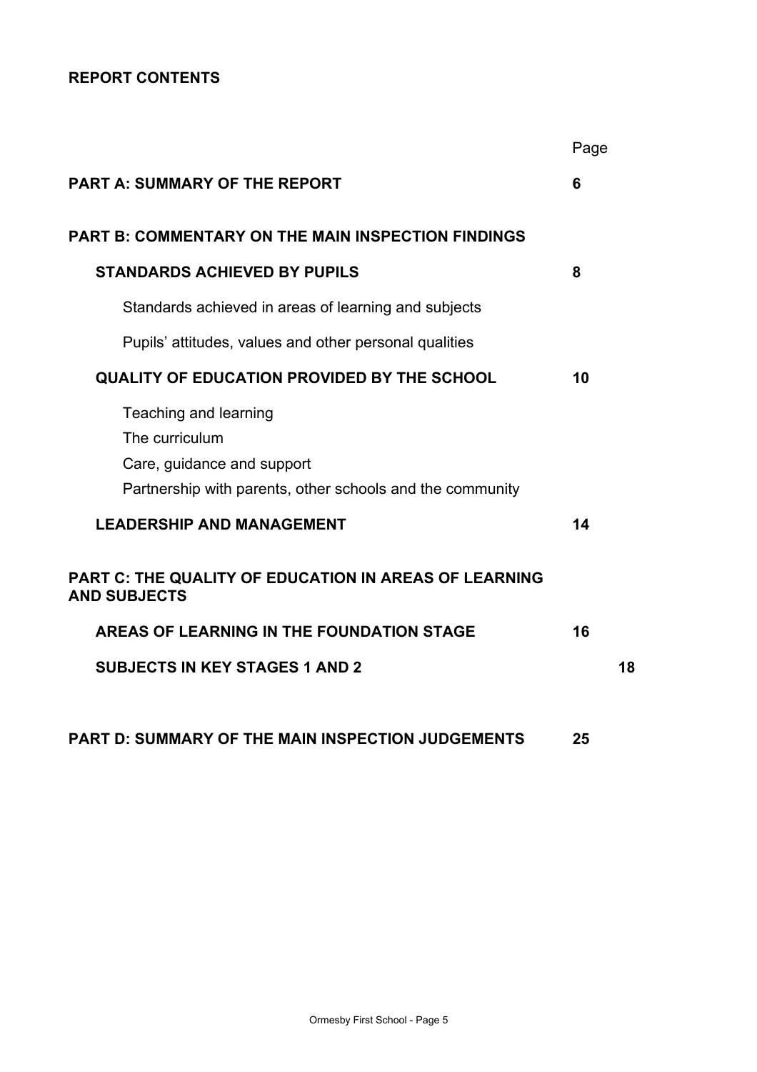## REPORT CONTENTS

| | Page |
|---|---|
| **PART A: SUMMARY OF THE REPORT** | **6** |
| **PART B: COMMENTARY ON THE MAIN INSPECTION FINDINGS** | |
| **STANDARDS ACHIEVED BY PUPILS** | **8** |
| Standards achieved in areas of learning and subjects | |
| Pupils' attitudes, values and other personal qualities | |
| **QUALITY OF EDUCATION PROVIDED BY THE SCHOOL** | **10** |
| Teaching and learning | |
| The curriculum | |
| Care, guidance and support | |
| Partnership with parents, other schools and the community | |
| **LEADERSHIP AND MANAGEMENT** | **14** |
| **PART C: THE QUALITY OF EDUCATION IN AREAS OF LEARNING AND SUBJECTS** | |
| **AREAS OF LEARNING IN THE FOUNDATION STAGE** | **16** |
| **SUBJECTS IN KEY STAGES 1 AND 2** | **18** |
| **PART D: SUMMARY OF THE MAIN INSPECTION JUDGEMENTS** | **25** |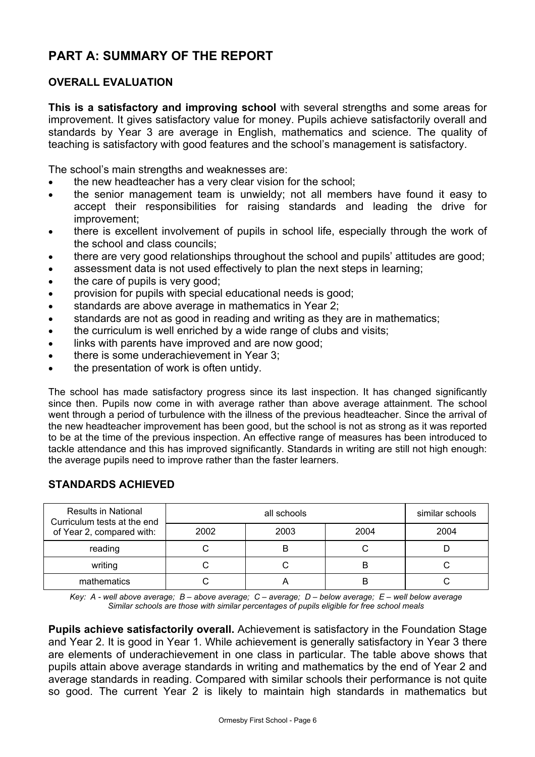# PART A: SUMMARY OF THE REPORT

## OVERALL EVALUATION

**This is a satisfactory and improving school** with several strengths and some areas for improvement. It gives satisfactory value for money. Pupils achieve satisfactorily overall and standards by Year 3 are average in English, mathematics and science. The quality of teaching is satisfactory with good features and the school's management is satisfactory.

The school's main strengths and weaknesses are:

- the new headteacher has a very clear vision for the school;
- the senior management team is unwieldy; not all members have found it easy to accept their responsibilities for raising standards and leading the drive for improvement;
- there is excellent involvement of pupils in school life, especially through the work of the school and class councils;
- there are very good relationships throughout the school and pupils' attitudes are good;
- assessment data is not used effectively to plan the next steps in learning;
- the care of pupils is very good;
- provision for pupils with special educational needs is good;
- standards are above average in mathematics in Year 2;
- standards are not as good in reading and writing as they are in mathematics;
- the curriculum is well enriched by a wide range of clubs and visits;
- links with parents have improved and are now good;
- there is some underachievement in Year 3;
- the presentation of work is often untidy.

The school has made satisfactory progress since its last inspection. It has changed significantly since then. Pupils now come in with average rather than above average attainment. The school went through a period of turbulence with the illness of the previous headteacher. Since the arrival of the new headteacher improvement has been good, but the school is not as strong as it was reported to be at the time of the previous inspection. An effective range of measures has been introduced to tackle attendance and this has improved significantly. Standards in writing are still not high enough: the average pupils need to improve rather than the faster learners.

## STANDARDS ACHIEVED

| Results in National Curriculum tests at the end of Year 2, compared with: | all schools | | | similar schools |
|---|---|---|---|---|
| | 2002 | 2003 | 2004 | 2004 |
| reading | C | B | C | D |
| writing | C | C | B | C |
| mathematics | C | A | B | C |

*Key: A - well above average; B – above average; C – average; D – below average; E – well below average*
*Similar schools are those with similar percentages of pupils eligible for free school meals*

**Pupils achieve satisfactorily overall.** Achievement is satisfactory in the Foundation Stage and Year 2. It is good in Year 1. While achievement is generally satisfactory in Year 3 there are elements of underachievement in one class in particular. The table above shows that pupils attain above average standards in writing and mathematics by the end of Year 2 and average standards in reading. Compared with similar schools their performance is not quite so good. The current Year 2 is likely to maintain high standards in mathematics but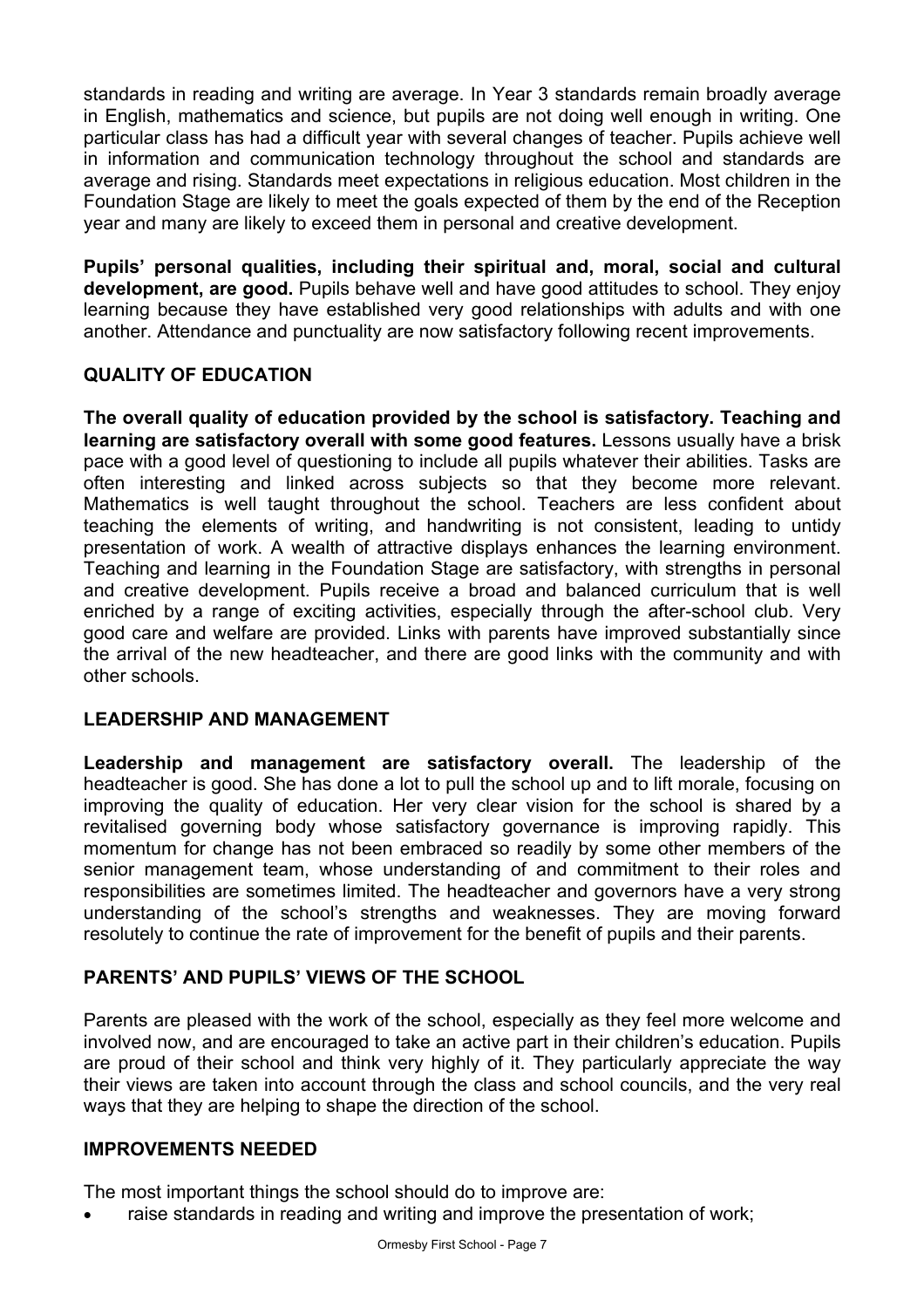standards in reading and writing are average. In Year 3 standards remain broadly average in English, mathematics and science, but pupils are not doing well enough in writing. One particular class has had a difficult year with several changes of teacher. Pupils achieve well in information and communication technology throughout the school and standards are average and rising. Standards meet expectations in religious education. Most children in the Foundation Stage are likely to meet the goals expected of them by the end of the Reception year and many are likely to exceed them in personal and creative development.

**Pupils' personal qualities, including their spiritual and, moral, social and cultural development, are good.** Pupils behave well and have good attitudes to school. They enjoy learning because they have established very good relationships with adults and with one another. Attendance and punctuality are now satisfactory following recent improvements.

## QUALITY OF EDUCATION

**The overall quality of education provided by the school is satisfactory. Teaching and learning are satisfactory overall with some good features.** Lessons usually have a brisk pace with a good level of questioning to include all pupils whatever their abilities. Tasks are often interesting and linked across subjects so that they become more relevant. Mathematics is well taught throughout the school. Teachers are less confident about teaching the elements of writing, and handwriting is not consistent, leading to untidy presentation of work. A wealth of attractive displays enhances the learning environment. Teaching and learning in the Foundation Stage are satisfactory, with strengths in personal and creative development. Pupils receive a broad and balanced curriculum that is well enriched by a range of exciting activities, especially through the after-school club. Very good care and welfare are provided. Links with parents have improved substantially since the arrival of the new headteacher, and there are good links with the community and with other schools.

## LEADERSHIP AND MANAGEMENT

**Leadership and management are satisfactory overall.** The leadership of the headteacher is good. She has done a lot to pull the school up and to lift morale, focusing on improving the quality of education. Her very clear vision for the school is shared by a revitalised governing body whose satisfactory governance is improving rapidly. This momentum for change has not been embraced so readily by some other members of the senior management team, whose understanding of and commitment to their roles and responsibilities are sometimes limited. The headteacher and governors have a very strong understanding of the school's strengths and weaknesses. They are moving forward resolutely to continue the rate of improvement for the benefit of pupils and their parents.

## PARENTS' AND PUPILS' VIEWS OF THE SCHOOL

Parents are pleased with the work of the school, especially as they feel more welcome and involved now, and are encouraged to take an active part in their children's education. Pupils are proud of their school and think very highly of it. They particularly appreciate the way their views are taken into account through the class and school councils, and the very real ways that they are helping to shape the direction of the school.

## IMPROVEMENTS NEEDED

The most important things the school should do to improve are:

- raise standards in reading and writing and improve the presentation of work;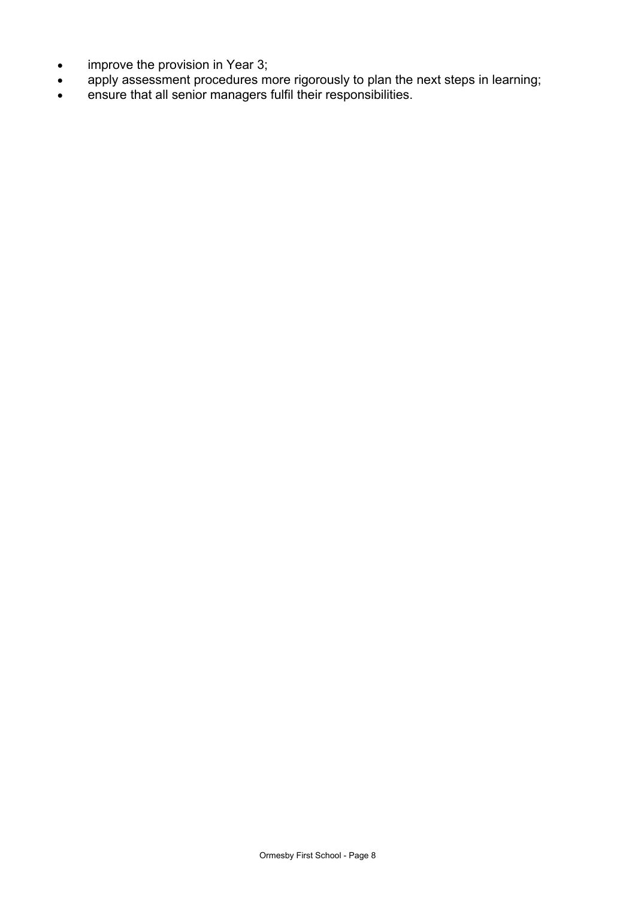- improve the provision in Year 3;
- apply assessment procedures more rigorously to plan the next steps in learning;
- ensure that all senior managers fulfil their responsibilities.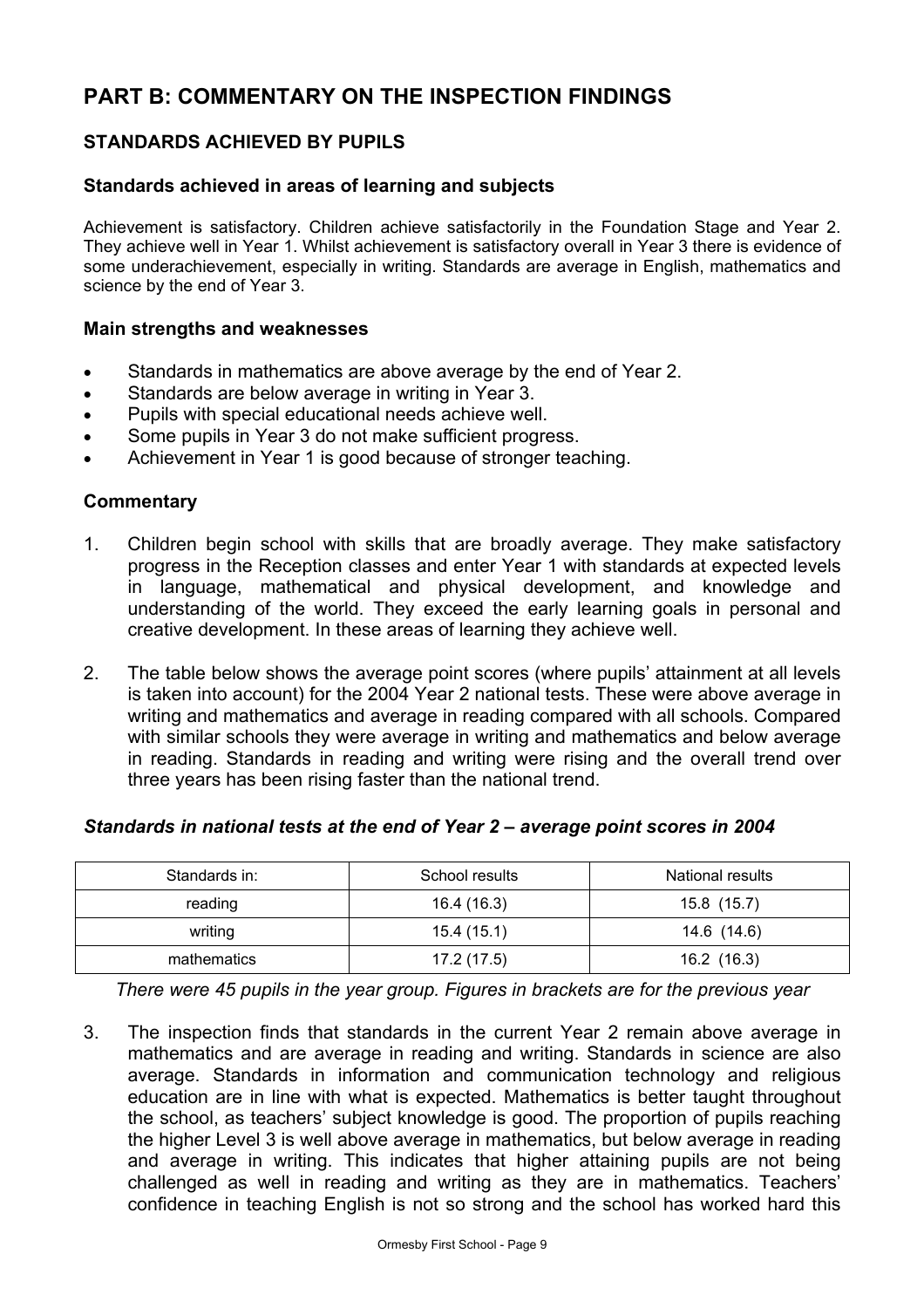# PART B: COMMENTARY ON THE INSPECTION FINDINGS

## STANDARDS ACHIEVED BY PUPILS

### Standards achieved in areas of learning and subjects

Achievement is satisfactory. Children achieve satisfactorily in the Foundation Stage and Year 2. They achieve well in Year 1. Whilst achievement is satisfactory overall in Year 3 there is evidence of some underachievement, especially in writing. Standards are average in English, mathematics and science by the end of Year 3.

### Main strengths and weaknesses

- Standards in mathematics are above average by the end of Year 2.
- Standards are below average in writing in Year 3.
- Pupils with special educational needs achieve well.
- Some pupils in Year 3 do not make sufficient progress.
- Achievement in Year 1 is good because of stronger teaching.

### Commentary

1. Children begin school with skills that are broadly average. They make satisfactory progress in the Reception classes and enter Year 1 with standards at expected levels in language, mathematical and physical development, and knowledge and understanding of the world. They exceed the early learning goals in personal and creative development. In these areas of learning they achieve well.

2. The table below shows the average point scores (where pupils' attainment at all levels is taken into account) for the 2004 Year 2 national tests. These were above average in writing and mathematics and average in reading compared with all schools. Compared with similar schools they were average in writing and mathematics and below average in reading. Standards in reading and writing were rising and the overall trend over three years has been rising faster than the national trend.

***Standards in national tests at the end of Year 2 – average point scores in 2004***

| Standards in: | School results | National results |
|---|---|---|
| reading | 16.4 (16.3) | 15.8 (15.7) |
| writing | 15.4 (15.1) | 14.6 (14.6) |
| mathematics | 17.2 (17.5) | 16.2 (16.3) |

*There were 45 pupils in the year group. Figures in brackets are for the previous year*

3. The inspection finds that standards in the current Year 2 remain above average in mathematics and are average in reading and writing. Standards in science are also average. Standards in information and communication technology and religious education are in line with what is expected. Mathematics is better taught throughout the school, as teachers' subject knowledge is good. The proportion of pupils reaching the higher Level 3 is well above average in mathematics, but below average in reading and average in writing. This indicates that higher attaining pupils are not being challenged as well in reading and writing as they are in mathematics. Teachers' confidence in teaching English is not so strong and the school has worked hard this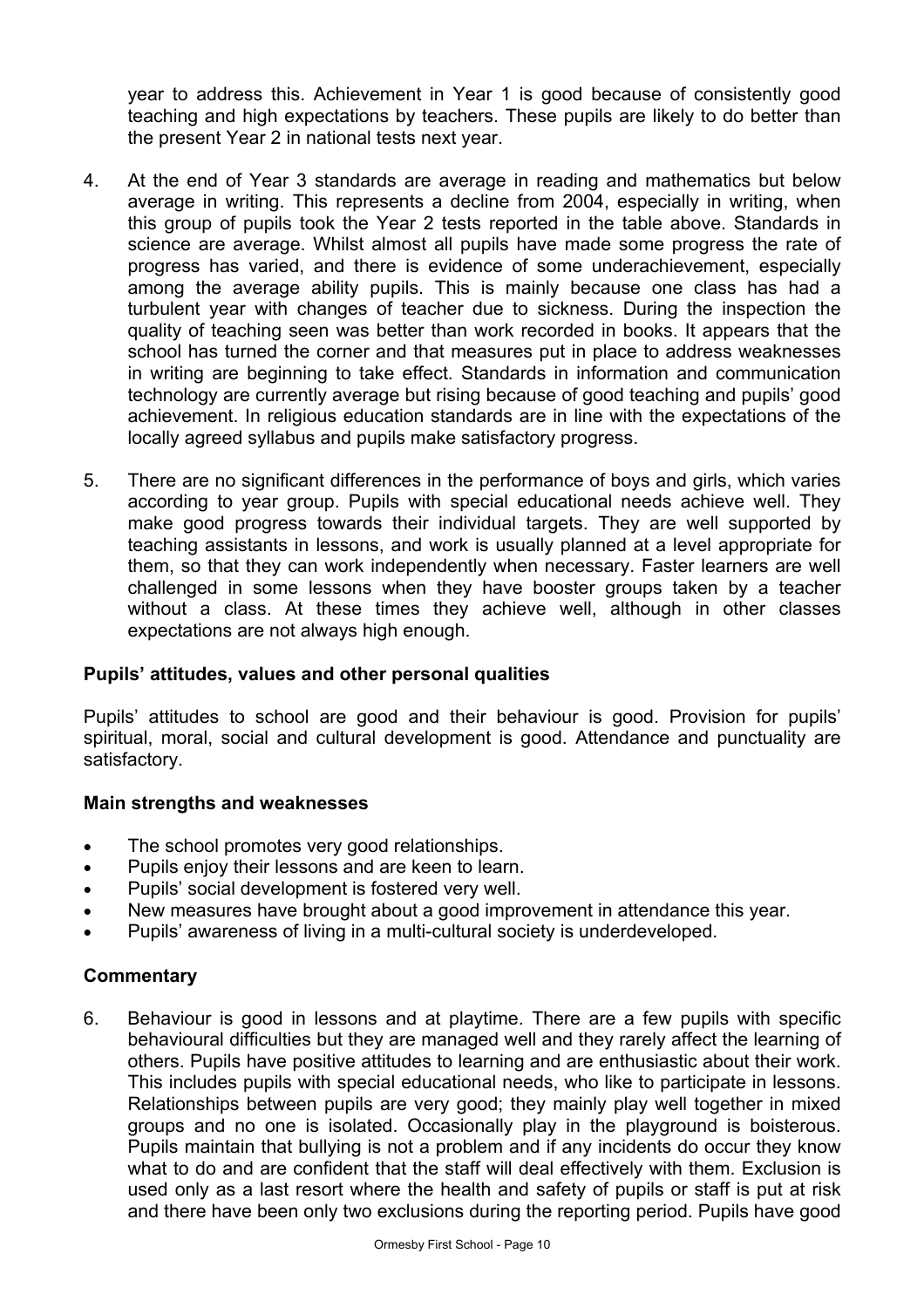year to address this. Achievement in Year 1 is good because of consistently good teaching and high expectations by teachers. These pupils are likely to do better than the present Year 2 in national tests next year.

4. At the end of Year 3 standards are average in reading and mathematics but below average in writing. This represents a decline from 2004, especially in writing, when this group of pupils took the Year 2 tests reported in the table above. Standards in science are average. Whilst almost all pupils have made some progress the rate of progress has varied, and there is evidence of some underachievement, especially among the average ability pupils. This is mainly because one class has had a turbulent year with changes of teacher due to sickness. During the inspection the quality of teaching seen was better than work recorded in books. It appears that the school has turned the corner and that measures put in place to address weaknesses in writing are beginning to take effect. Standards in information and communication technology are currently average but rising because of good teaching and pupils' good achievement. In religious education standards are in line with the expectations of the locally agreed syllabus and pupils make satisfactory progress.

5. There are no significant differences in the performance of boys and girls, which varies according to year group. Pupils with special educational needs achieve well. They make good progress towards their individual targets. They are well supported by teaching assistants in lessons, and work is usually planned at a level appropriate for them, so that they can work independently when necessary. Faster learners are well challenged in some lessons when they have booster groups taken by a teacher without a class. At these times they achieve well, although in other classes expectations are not always high enough.

### Pupils' attitudes, values and other personal qualities

Pupils' attitudes to school are good and their behaviour is good. Provision for pupils' spiritual, moral, social and cultural development is good. Attendance and punctuality are satisfactory.

### Main strengths and weaknesses

- The school promotes very good relationships.
- Pupils enjoy their lessons and are keen to learn.
- Pupils' social development is fostered very well.
- New measures have brought about a good improvement in attendance this year.
- Pupils' awareness of living in a multi-cultural society is underdeveloped.

### Commentary

6. Behaviour is good in lessons and at playtime. There are a few pupils with specific behavioural difficulties but they are managed well and they rarely affect the learning of others. Pupils have positive attitudes to learning and are enthusiastic about their work. This includes pupils with special educational needs, who like to participate in lessons. Relationships between pupils are very good; they mainly play well together in mixed groups and no one is isolated. Occasionally play in the playground is boisterous. Pupils maintain that bullying is not a problem and if any incidents do occur they know what to do and are confident that the staff will deal effectively with them. Exclusion is used only as a last resort where the health and safety of pupils or staff is put at risk and there have been only two exclusions during the reporting period. Pupils have good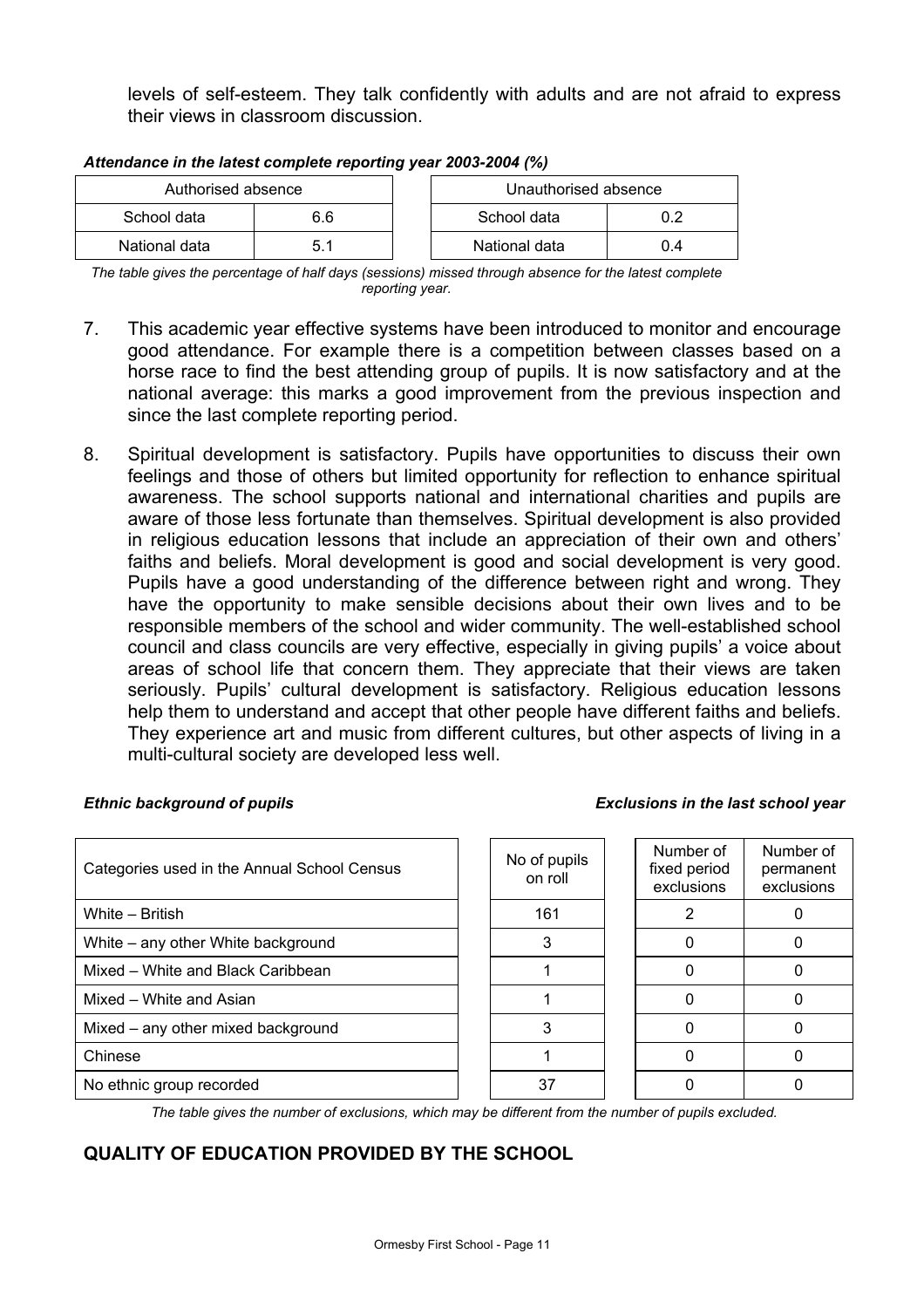levels of self-esteem. They talk confidently with adults and are not afraid to express their views in classroom discussion.

***Attendance in the latest complete reporting year 2003-2004 (%)***

| Authorised absence | | | Unauthorised absence | |
|---|---|---|---|---|
| School data | 6.6 | | School data | 0.2 |
| National data | 5.1 | | National data | 0.4 |

*The table gives the percentage of half days (sessions) missed through absence for the latest complete reporting year.*

7. This academic year effective systems have been introduced to monitor and encourage good attendance. For example there is a competition between classes based on a horse race to find the best attending group of pupils. It is now satisfactory and at the national average: this marks a good improvement from the previous inspection and since the last complete reporting period.

8. Spiritual development is satisfactory. Pupils have opportunities to discuss their own feelings and those of others but limited opportunity for reflection to enhance spiritual awareness. The school supports national and international charities and pupils are aware of those less fortunate than themselves. Spiritual development is also provided in religious education lessons that include an appreciation of their own and others' faiths and beliefs. Moral development is good and social development is very good. Pupils have a good understanding of the difference between right and wrong. They have the opportunity to make sensible decisions about their own lives and to be responsible members of the school and wider community. The well-established school council and class councils are very effective, especially in giving pupils' a voice about areas of school life that concern them. They appreciate that their views are taken seriously. Pupils' cultural development is satisfactory. Religious education lessons help them to understand and accept that other people have different faiths and beliefs. They experience art and music from different cultures, but other aspects of living in a multi-cultural society are developed less well.

***Ethnic background of pupils*** | ***Exclusions in the last school year***

| Categories used in the Annual School Census | No of pupils on roll | Number of fixed period exclusions | Number of permanent exclusions |
|---|---|---|---|
| White – British | 161 | 2 | 0 |
| White – any other White background | 3 | 0 | 0 |
| Mixed – White and Black Caribbean | 1 | 0 | 0 |
| Mixed – White and Asian | 1 | 0 | 0 |
| Mixed – any other mixed background | 3 | 0 | 0 |
| Chinese | 1 | 0 | 0 |
| No ethnic group recorded | 37 | 0 | 0 |

*The table gives the number of exclusions, which may be different from the number of pupils excluded.*

## QUALITY OF EDUCATION PROVIDED BY THE SCHOOL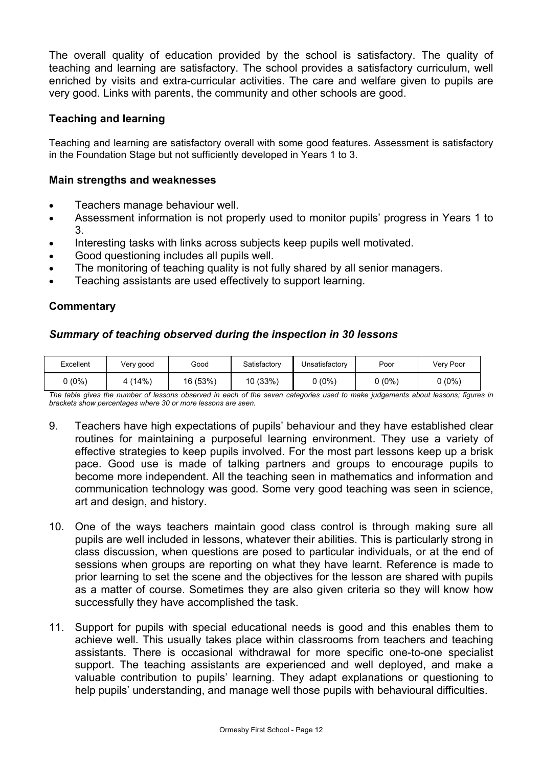The overall quality of education provided by the school is satisfactory. The quality of teaching and learning are satisfactory. The school provides a satisfactory curriculum, well enriched by visits and extra-curricular activities. The care and welfare given to pupils are very good. Links with parents, the community and other schools are good.

### Teaching and learning

Teaching and learning are satisfactory overall with some good features. Assessment is satisfactory in the Foundation Stage but not sufficiently developed in Years 1 to 3.

### Main strengths and weaknesses

- Teachers manage behaviour well.
- Assessment information is not properly used to monitor pupils' progress in Years 1 to 3.
- Interesting tasks with links across subjects keep pupils well motivated.
- Good questioning includes all pupils well.
- The monitoring of teaching quality is not fully shared by all senior managers.
- Teaching assistants are used effectively to support learning.

### Commentary

### *Summary of teaching observed during the inspection in 30 lessons*

| Excellent | Very good | Good | Satisfactory | Unsatisfactory | Poor | Very Poor |
|---|---|---|---|---|---|---|
| 0 (0%) | 4 (14%) | 16 (53%) | 10 (33%) | 0 (0%) | 0 (0%) | 0 (0%) |

*The table gives the number of lessons observed in each of the seven categories used to make judgements about lessons; figures in brackets show percentages where 30 or more lessons are seen.*

9. Teachers have high expectations of pupils' behaviour and they have established clear routines for maintaining a purposeful learning environment. They use a variety of effective strategies to keep pupils involved. For the most part lessons keep up a brisk pace. Good use is made of talking partners and groups to encourage pupils to become more independent. All the teaching seen in mathematics and information and communication technology was good. Some very good teaching was seen in science, art and design, and history.

10. One of the ways teachers maintain good class control is through making sure all pupils are well included in lessons, whatever their abilities. This is particularly strong in class discussion, when questions are posed to particular individuals, or at the end of sessions when groups are reporting on what they have learnt. Reference is made to prior learning to set the scene and the objectives for the lesson are shared with pupils as a matter of course. Sometimes they are also given criteria so they will know how successfully they have accomplished the task.

11. Support for pupils with special educational needs is good and this enables them to achieve well. This usually takes place within classrooms from teachers and teaching assistants. There is occasional withdrawal for more specific one-to-one specialist support. The teaching assistants are experienced and well deployed, and make a valuable contribution to pupils' learning. They adapt explanations or questioning to help pupils' understanding, and manage well those pupils with behavioural difficulties.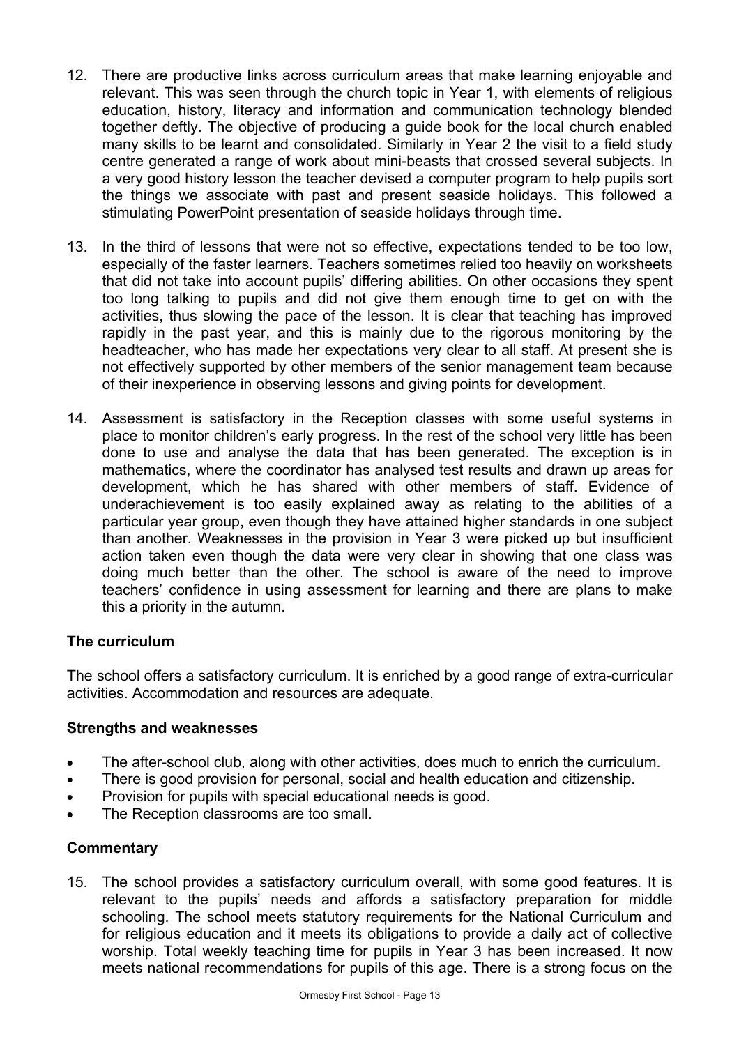12. There are productive links across curriculum areas that make learning enjoyable and relevant. This was seen through the church topic in Year 1, with elements of religious education, history, literacy and information and communication technology blended together deftly. The objective of producing a guide book for the local church enabled many skills to be learnt and consolidated. Similarly in Year 2 the visit to a field study centre generated a range of work about mini-beasts that crossed several subjects. In a very good history lesson the teacher devised a computer program to help pupils sort the things we associate with past and present seaside holidays. This followed a stimulating PowerPoint presentation of seaside holidays through time.

13. In the third of lessons that were not so effective, expectations tended to be too low, especially of the faster learners. Teachers sometimes relied too heavily on worksheets that did not take into account pupils' differing abilities. On other occasions they spent too long talking to pupils and did not give them enough time to get on with the activities, thus slowing the pace of the lesson. It is clear that teaching has improved rapidly in the past year, and this is mainly due to the rigorous monitoring by the headteacher, who has made her expectations very clear to all staff. At present she is not effectively supported by other members of the senior management team because of their inexperience in observing lessons and giving points for development.

14. Assessment is satisfactory in the Reception classes with some useful systems in place to monitor children's early progress. In the rest of the school very little has been done to use and analyse the data that has been generated. The exception is in mathematics, where the coordinator has analysed test results and drawn up areas for development, which he has shared with other members of staff. Evidence of underachievement is too easily explained away as relating to the abilities of a particular year group, even though they have attained higher standards in one subject than another. Weaknesses in the provision in Year 3 were picked up but insufficient action taken even though the data were very clear in showing that one class was doing much better than the other. The school is aware of the need to improve teachers' confidence in using assessment for learning and there are plans to make this a priority in the autumn.

### The curriculum

The school offers a satisfactory curriculum. It is enriched by a good range of extra-curricular activities. Accommodation and resources are adequate.

### Strengths and weaknesses

- The after-school club, along with other activities, does much to enrich the curriculum.
- There is good provision for personal, social and health education and citizenship.
- Provision for pupils with special educational needs is good.
- The Reception classrooms are too small.

### Commentary

15. The school provides a satisfactory curriculum overall, with some good features. It is relevant to the pupils' needs and affords a satisfactory preparation for middle schooling. The school meets statutory requirements for the National Curriculum and for religious education and it meets its obligations to provide a daily act of collective worship. Total weekly teaching time for pupils in Year 3 has been increased. It now meets national recommendations for pupils of this age. There is a strong focus on the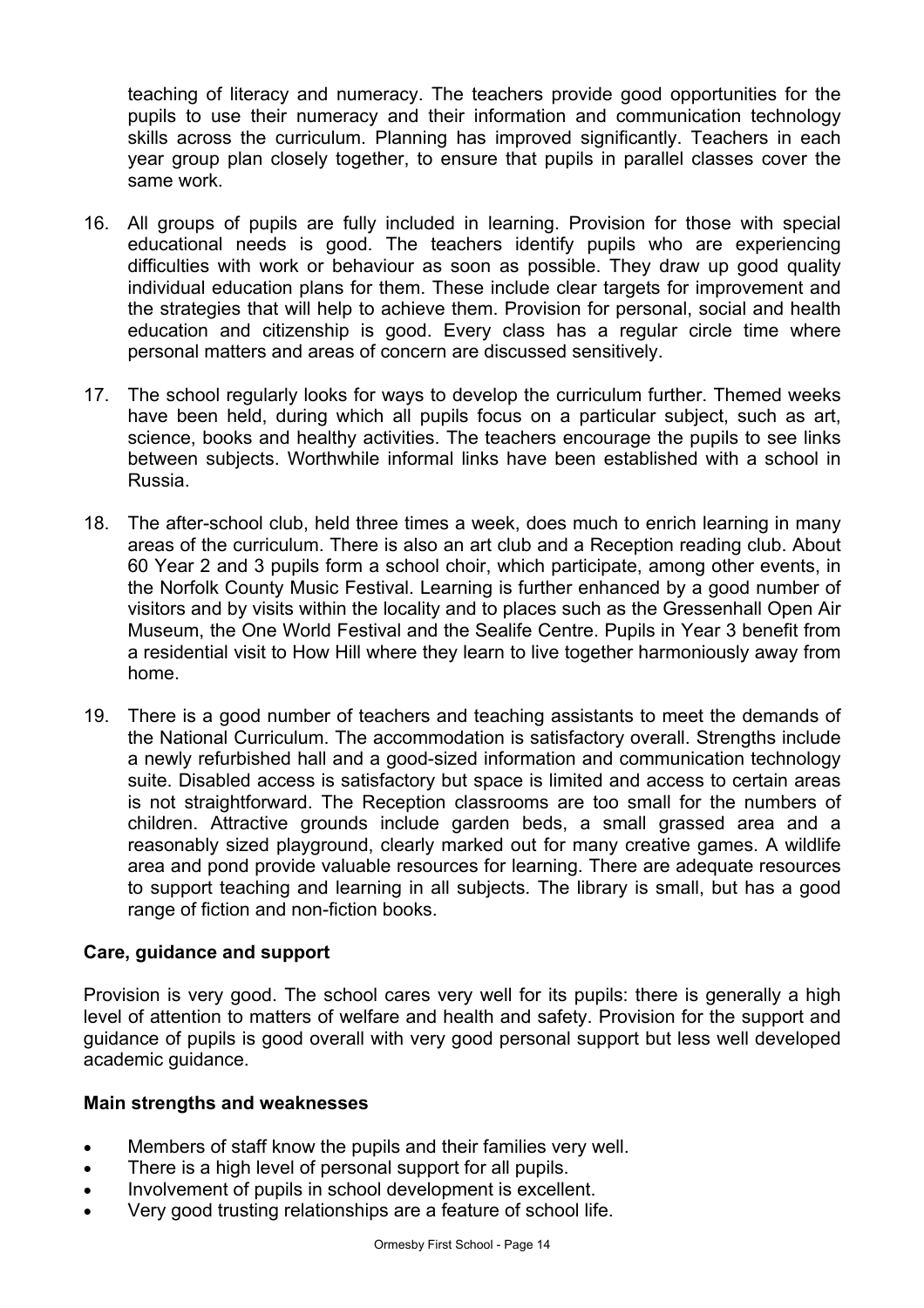teaching of literacy and numeracy. The teachers provide good opportunities for the pupils to use their numeracy and their information and communication technology skills across the curriculum. Planning has improved significantly. Teachers in each year group plan closely together, to ensure that pupils in parallel classes cover the same work.

16. All groups of pupils are fully included in learning. Provision for those with special educational needs is good. The teachers identify pupils who are experiencing difficulties with work or behaviour as soon as possible. They draw up good quality individual education plans for them. These include clear targets for improvement and the strategies that will help to achieve them. Provision for personal, social and health education and citizenship is good. Every class has a regular circle time where personal matters and areas of concern are discussed sensitively.

17. The school regularly looks for ways to develop the curriculum further. Themed weeks have been held, during which all pupils focus on a particular subject, such as art, science, books and healthy activities. The teachers encourage the pupils to see links between subjects. Worthwhile informal links have been established with a school in Russia.

18. The after-school club, held three times a week, does much to enrich learning in many areas of the curriculum. There is also an art club and a Reception reading club. About 60 Year 2 and 3 pupils form a school choir, which participate, among other events, in the Norfolk County Music Festival. Learning is further enhanced by a good number of visitors and by visits within the locality and to places such as the Gressenhall Open Air Museum, the One World Festival and the Sealife Centre. Pupils in Year 3 benefit from a residential visit to How Hill where they learn to live together harmoniously away from home.

19. There is a good number of teachers and teaching assistants to meet the demands of the National Curriculum. The accommodation is satisfactory overall. Strengths include a newly refurbished hall and a good-sized information and communication technology suite. Disabled access is satisfactory but space is limited and access to certain areas is not straightforward. The Reception classrooms are too small for the numbers of children. Attractive grounds include garden beds, a small grassed area and a reasonably sized playground, clearly marked out for many creative games. A wildlife area and pond provide valuable resources for learning. There are adequate resources to support teaching and learning in all subjects. The library is small, but has a good range of fiction and non-fiction books.

### Care, guidance and support

Provision is very good. The school cares very well for its pupils: there is generally a high level of attention to matters of welfare and health and safety. Provision for the support and guidance of pupils is good overall with very good personal support but less well developed academic guidance.

#### Main strengths and weaknesses

- Members of staff know the pupils and their families very well.
- There is a high level of personal support for all pupils.
- Involvement of pupils in school development is excellent.
- Very good trusting relationships are a feature of school life.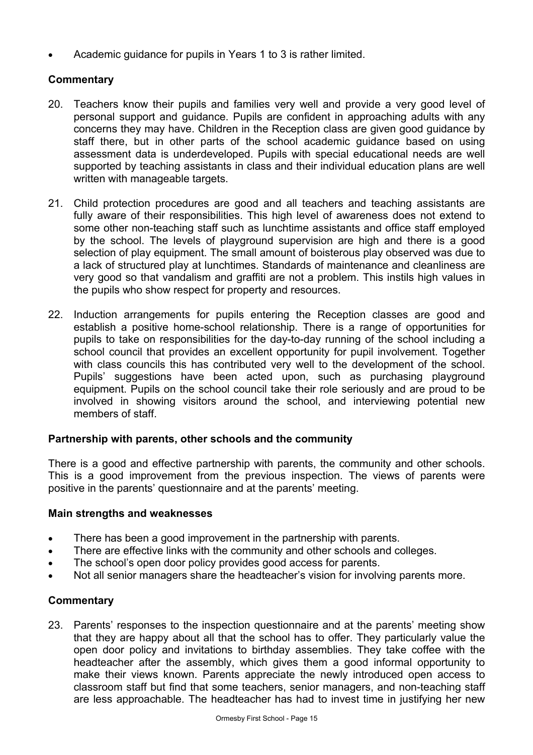- Academic guidance for pupils in Years 1 to 3 is rather limited.

**Commentary**

20. Teachers know their pupils and families very well and provide a very good level of personal support and guidance. Pupils are confident in approaching adults with any concerns they may have. Children in the Reception class are given good guidance by staff there, but in other parts of the school academic guidance based on using assessment data is underdeveloped. Pupils with special educational needs are well supported by teaching assistants in class and their individual education plans are well written with manageable targets.

21. Child protection procedures are good and all teachers and teaching assistants are fully aware of their responsibilities. This high level of awareness does not extend to some other non-teaching staff such as lunchtime assistants and office staff employed by the school. The levels of playground supervision are high and there is a good selection of play equipment. The small amount of boisterous play observed was due to a lack of structured play at lunchtimes. Standards of maintenance and cleanliness are very good so that vandalism and graffiti are not a problem. This instils high values in the pupils who show respect for property and resources.

22. Induction arrangements for pupils entering the Reception classes are good and establish a positive home-school relationship. There is a range of opportunities for pupils to take on responsibilities for the day-to-day running of the school including a school council that provides an excellent opportunity for pupil involvement. Together with class councils this has contributed very well to the development of the school. Pupils' suggestions have been acted upon, such as purchasing playground equipment. Pupils on the school council take their role seriously and are proud to be involved in showing visitors around the school, and interviewing potential new members of staff.

### Partnership with parents, other schools and the community

There is a good and effective partnership with parents, the community and other schools. This is a good improvement from the previous inspection. The views of parents were positive in the parents' questionnaire and at the parents' meeting.

**Main strengths and weaknesses**

- There has been a good improvement in the partnership with parents.
- There are effective links with the community and other schools and colleges.
- The school's open door policy provides good access for parents.
- Not all senior managers share the headteacher's vision for involving parents more.

**Commentary**

23. Parents' responses to the inspection questionnaire and at the parents' meeting show that they are happy about all that the school has to offer. They particularly value the open door policy and invitations to birthday assemblies. They take coffee with the headteacher after the assembly, which gives them a good informal opportunity to make their views known. Parents appreciate the newly introduced open access to classroom staff but find that some teachers, senior managers, and non-teaching staff are less approachable. The headteacher has had to invest time in justifying her new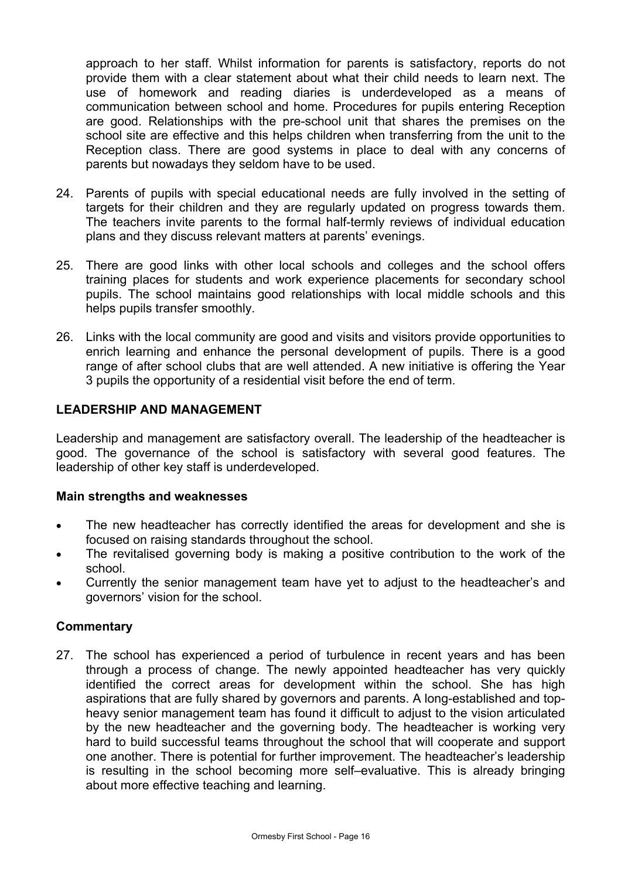approach to her staff. Whilst information for parents is satisfactory, reports do not provide them with a clear statement about what their child needs to learn next. The use of homework and reading diaries is underdeveloped as a means of communication between school and home. Procedures for pupils entering Reception are good. Relationships with the pre-school unit that shares the premises on the school site are effective and this helps children when transferring from the unit to the Reception class. There are good systems in place to deal with any concerns of parents but nowadays they seldom have to be used.

24. Parents of pupils with special educational needs are fully involved in the setting of targets for their children and they are regularly updated on progress towards them. The teachers invite parents to the formal half-termly reviews of individual education plans and they discuss relevant matters at parents' evenings.

25. There are good links with other local schools and colleges and the school offers training places for students and work experience placements for secondary school pupils. The school maintains good relationships with local middle schools and this helps pupils transfer smoothly.

26. Links with the local community are good and visits and visitors provide opportunities to enrich learning and enhance the personal development of pupils. There is a good range of after school clubs that are well attended. A new initiative is offering the Year 3 pupils the opportunity of a residential visit before the end of term.

## LEADERSHIP AND MANAGEMENT

Leadership and management are satisfactory overall. The leadership of the headteacher is good. The governance of the school is satisfactory with several good features. The leadership of other key staff is underdeveloped.

### Main strengths and weaknesses

- The new headteacher has correctly identified the areas for development and she is focused on raising standards throughout the school.
- The revitalised governing body is making a positive contribution to the work of the school.
- Currently the senior management team have yet to adjust to the headteacher's and governors' vision for the school.

### Commentary

27. The school has experienced a period of turbulence in recent years and has been through a process of change. The newly appointed headteacher has very quickly identified the correct areas for development within the school. She has high aspirations that are fully shared by governors and parents. A long-established and top-heavy senior management team has found it difficult to adjust to the vision articulated by the new headteacher and the governing body. The headteacher is working very hard to build successful teams throughout the school that will cooperate and support one another. There is potential for further improvement. The headteacher's leadership is resulting in the school becoming more self–evaluative. This is already bringing about more effective teaching and learning.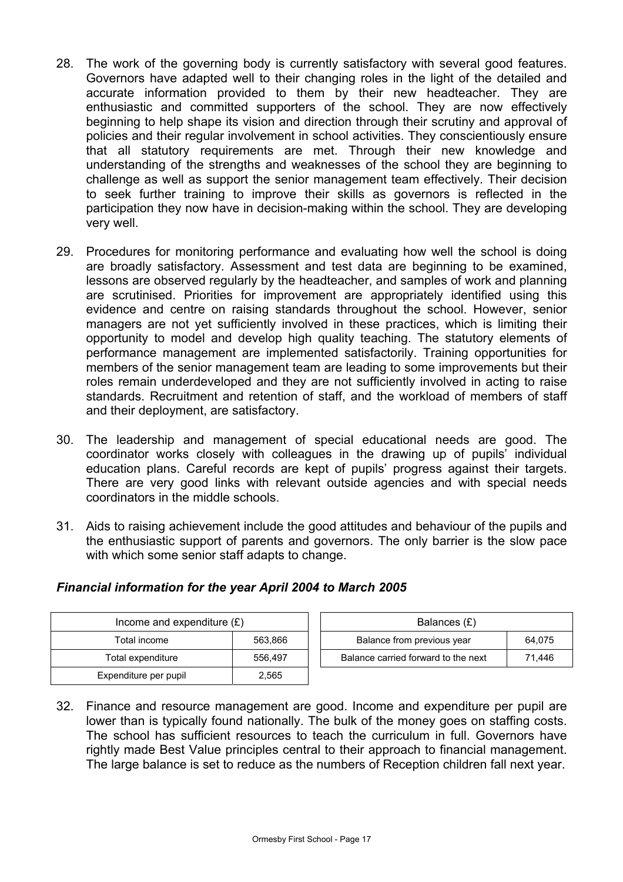28. The work of the governing body is currently satisfactory with several good features. Governors have adapted well to their changing roles in the light of the detailed and accurate information provided to them by their new headteacher. They are enthusiastic and committed supporters of the school. They are now effectively beginning to help shape its vision and direction through their scrutiny and approval of policies and their regular involvement in school activities. They conscientiously ensure that all statutory requirements are met. Through their new knowledge and understanding of the strengths and weaknesses of the school they are beginning to challenge as well as support the senior management team effectively. Their decision to seek further training to improve their skills as governors is reflected in the participation they now have in decision-making within the school. They are developing very well.

29. Procedures for monitoring performance and evaluating how well the school is doing are broadly satisfactory. Assessment and test data are beginning to be examined, lessons are observed regularly by the headteacher, and samples of work and planning are scrutinised. Priorities for improvement are appropriately identified using this evidence and centre on raising standards throughout the school. However, senior managers are not yet sufficiently involved in these practices, which is limiting their opportunity to model and develop high quality teaching. The statutory elements of performance management are implemented satisfactorily. Training opportunities for members of the senior management team are leading to some improvements but their roles remain underdeveloped and they are not sufficiently involved in acting to raise standards. Recruitment and retention of staff, and the workload of members of staff and their deployment, are satisfactory.

30. The leadership and management of special educational needs are good. The coordinator works closely with colleagues in the drawing up of pupils' individual education plans. Careful records are kept of pupils' progress against their targets. There are very good links with relevant outside agencies and with special needs coordinators in the middle schools.

31. Aids to raising achievement include the good attitudes and behaviour of the pupils and the enthusiastic support of parents and governors. The only barrier is the slow pace with which some senior staff adapts to change.

### *Financial information for the year April 2004 to March 2005*

| Income and expenditure (£) | |
|---|---|
| Total income | 563,866 |
| Total expenditure | 556,497 |
| Expenditure per pupil | 2,565 |

| Balances (£) | |
|---|---|
| Balance from previous year | 64,075 |
| Balance carried forward to the next | 71,446 |

32. Finance and resource management are good. Income and expenditure per pupil are lower than is typically found nationally. The bulk of the money goes on staffing costs. The school has sufficient resources to teach the curriculum in full. Governors have rightly made Best Value principles central to their approach to financial management. The large balance is set to reduce as the numbers of Reception children fall next year.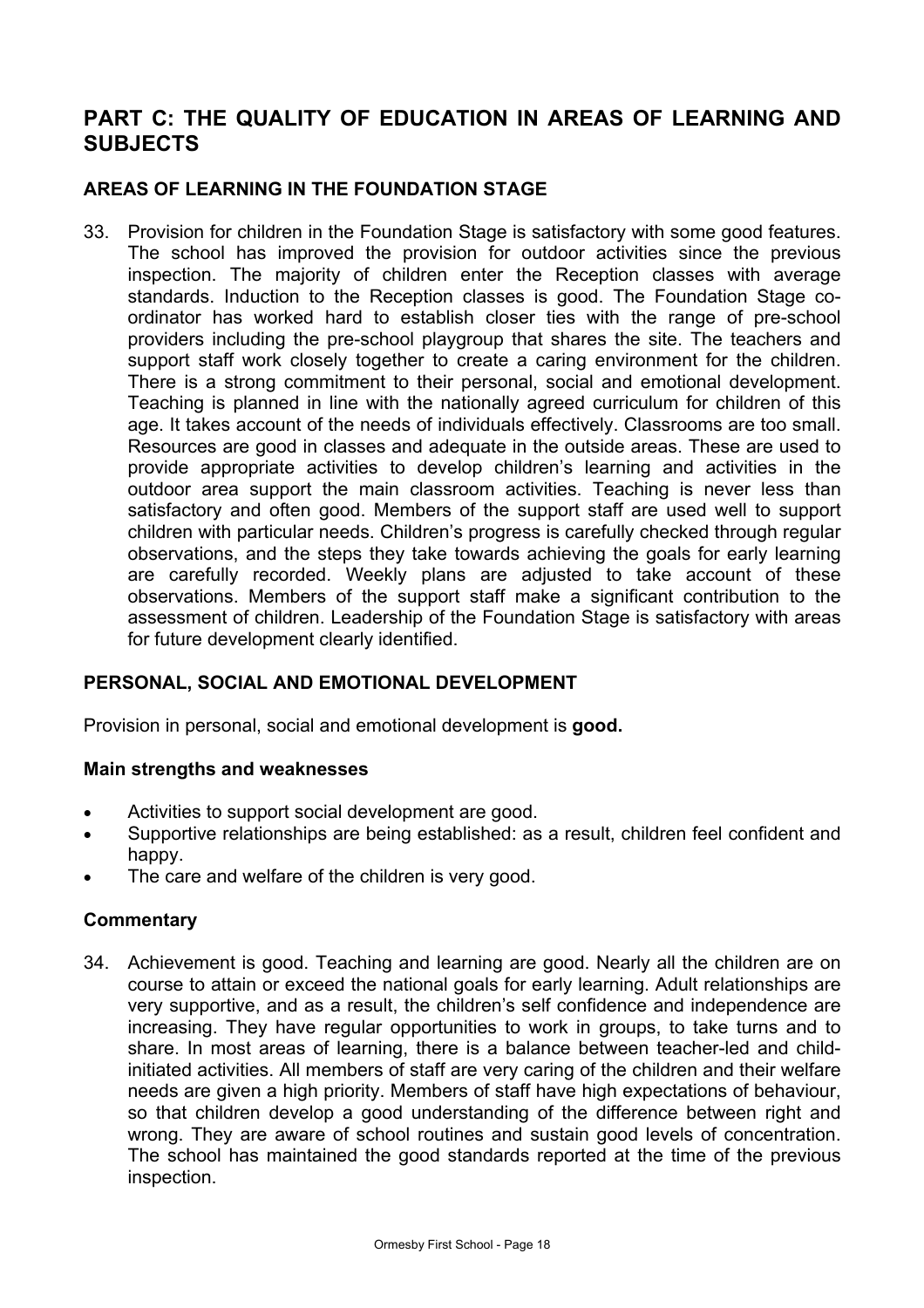## PART C: THE QUALITY OF EDUCATION IN AREAS OF LEARNING AND SUBJECTS

### AREAS OF LEARNING IN THE FOUNDATION STAGE

33. Provision for children in the Foundation Stage is satisfactory with some good features. The school has improved the provision for outdoor activities since the previous inspection. The majority of children enter the Reception classes with average standards. Induction to the Reception classes is good. The Foundation Stage co-ordinator has worked hard to establish closer ties with the range of pre-school providers including the pre-school playgroup that shares the site. The teachers and support staff work closely together to create a caring environment for the children. There is a strong commitment to their personal, social and emotional development. Teaching is planned in line with the nationally agreed curriculum for children of this age. It takes account of the needs of individuals effectively. Classrooms are too small. Resources are good in classes and adequate in the outside areas. These are used to provide appropriate activities to develop children's learning and activities in the outdoor area support the main classroom activities. Teaching is never less than satisfactory and often good. Members of the support staff are used well to support children with particular needs. Children's progress is carefully checked through regular observations, and the steps they take towards achieving the goals for early learning are carefully recorded. Weekly plans are adjusted to take account of these observations. Members of the support staff make a significant contribution to the assessment of children. Leadership of the Foundation Stage is satisfactory with areas for future development clearly identified.

### PERSONAL, SOCIAL AND EMOTIONAL DEVELOPMENT

Provision in personal, social and emotional development is **good.**

#### Main strengths and weaknesses

- Activities to support social development are good.
- Supportive relationships are being established: as a result, children feel confident and happy.
- The care and welfare of the children is very good.

#### Commentary

34. Achievement is good. Teaching and learning are good. Nearly all the children are on course to attain or exceed the national goals for early learning. Adult relationships are very supportive, and as a result, the children's self confidence and independence are increasing. They have regular opportunities to work in groups, to take turns and to share. In most areas of learning, there is a balance between teacher-led and child-initiated activities. All members of staff are very caring of the children and their welfare needs are given a high priority. Members of staff have high expectations of behaviour, so that children develop a good understanding of the difference between right and wrong. They are aware of school routines and sustain good levels of concentration. The school has maintained the good standards reported at the time of the previous inspection.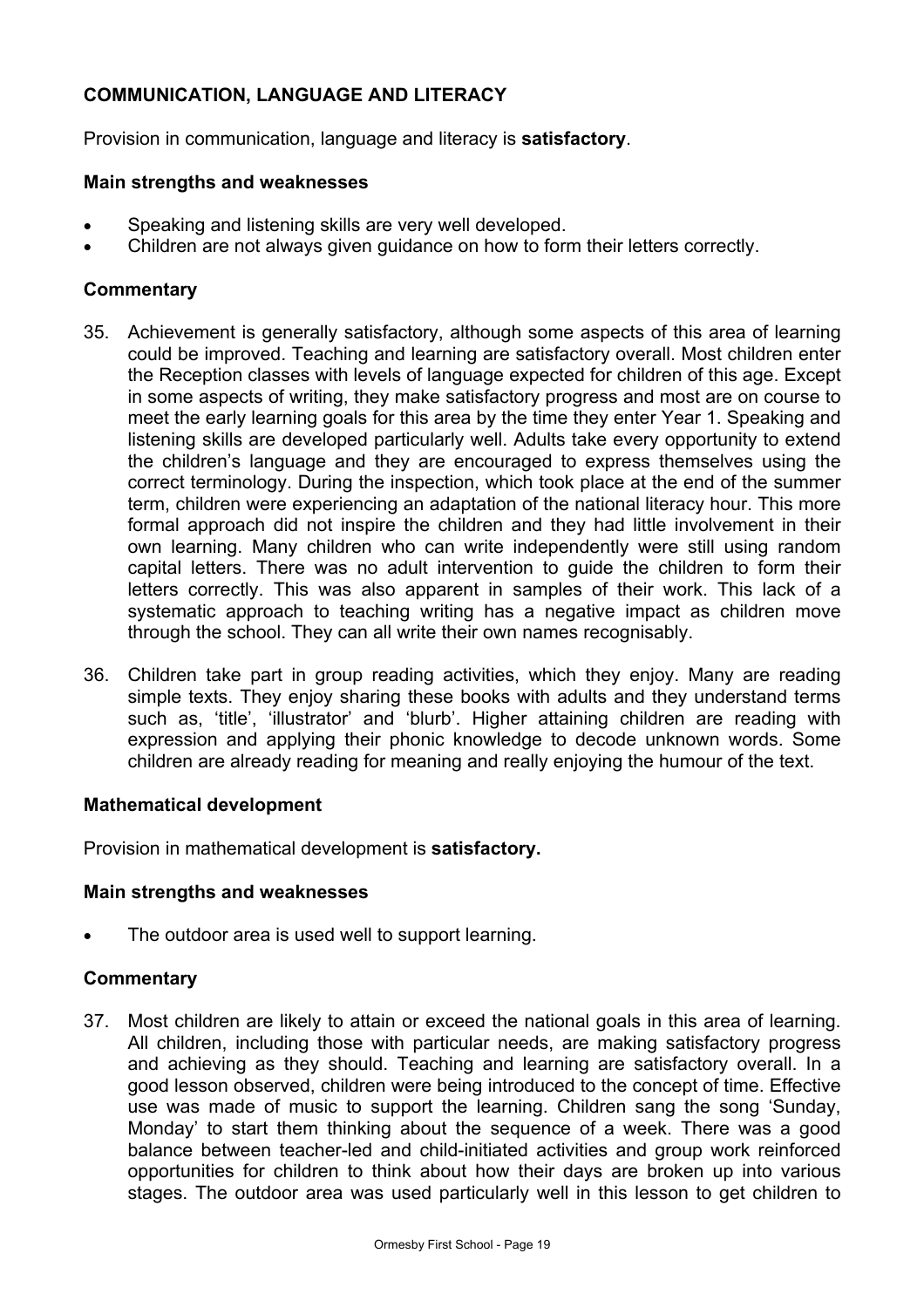### COMMUNICATION, LANGUAGE AND LITERACY

Provision in communication, language and literacy is **satisfactory**.

#### Main strengths and weaknesses

- Speaking and listening skills are very well developed.
- Children are not always given guidance on how to form their letters correctly.

#### Commentary

35. Achievement is generally satisfactory, although some aspects of this area of learning could be improved. Teaching and learning are satisfactory overall. Most children enter the Reception classes with levels of language expected for children of this age. Except in some aspects of writing, they make satisfactory progress and most are on course to meet the early learning goals for this area by the time they enter Year 1. Speaking and listening skills are developed particularly well. Adults take every opportunity to extend the children's language and they are encouraged to express themselves using the correct terminology. During the inspection, which took place at the end of the summer term, children were experiencing an adaptation of the national literacy hour. This more formal approach did not inspire the children and they had little involvement in their own learning. Many children who can write independently were still using random capital letters. There was no adult intervention to guide the children to form their letters correctly. This was also apparent in samples of their work. This lack of a systematic approach to teaching writing has a negative impact as children move through the school. They can all write their own names recognisably.

36. Children take part in group reading activities, which they enjoy. Many are reading simple texts. They enjoy sharing these books with adults and they understand terms such as, 'title', 'illustrator' and 'blurb'. Higher attaining children are reading with expression and applying their phonic knowledge to decode unknown words. Some children are already reading for meaning and really enjoying the humour of the text.

### Mathematical development

Provision in mathematical development is **satisfactory.**

#### Main strengths and weaknesses

- The outdoor area is used well to support learning.

#### Commentary

37. Most children are likely to attain or exceed the national goals in this area of learning. All children, including those with particular needs, are making satisfactory progress and achieving as they should. Teaching and learning are satisfactory overall. In a good lesson observed, children were being introduced to the concept of time. Effective use was made of music to support the learning. Children sang the song 'Sunday, Monday' to start them thinking about the sequence of a week. There was a good balance between teacher-led and child-initiated activities and group work reinforced opportunities for children to think about how their days are broken up into various stages. The outdoor area was used particularly well in this lesson to get children to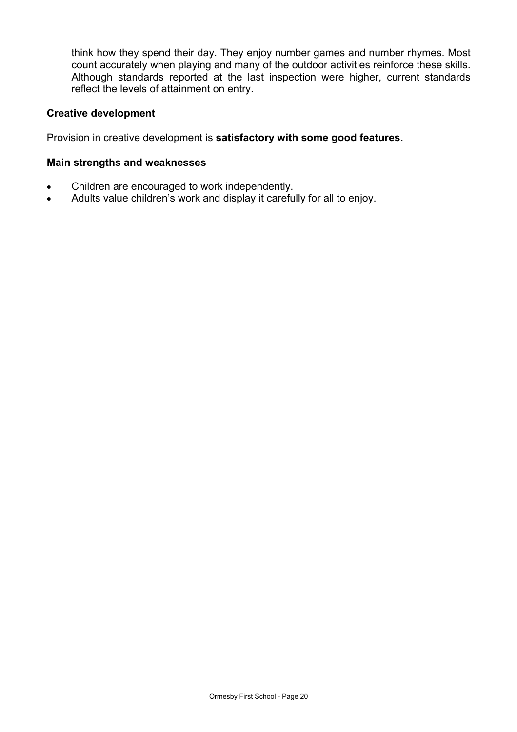think how they spend their day. They enjoy number games and number rhymes. Most count accurately when playing and many of the outdoor activities reinforce these skills. Although standards reported at the last inspection were higher, current standards reflect the levels of attainment on entry.

### Creative development

Provision in creative development is **satisfactory with some good features.**

### Main strengths and weaknesses

- Children are encouraged to work independently.
- Adults value children's work and display it carefully for all to enjoy.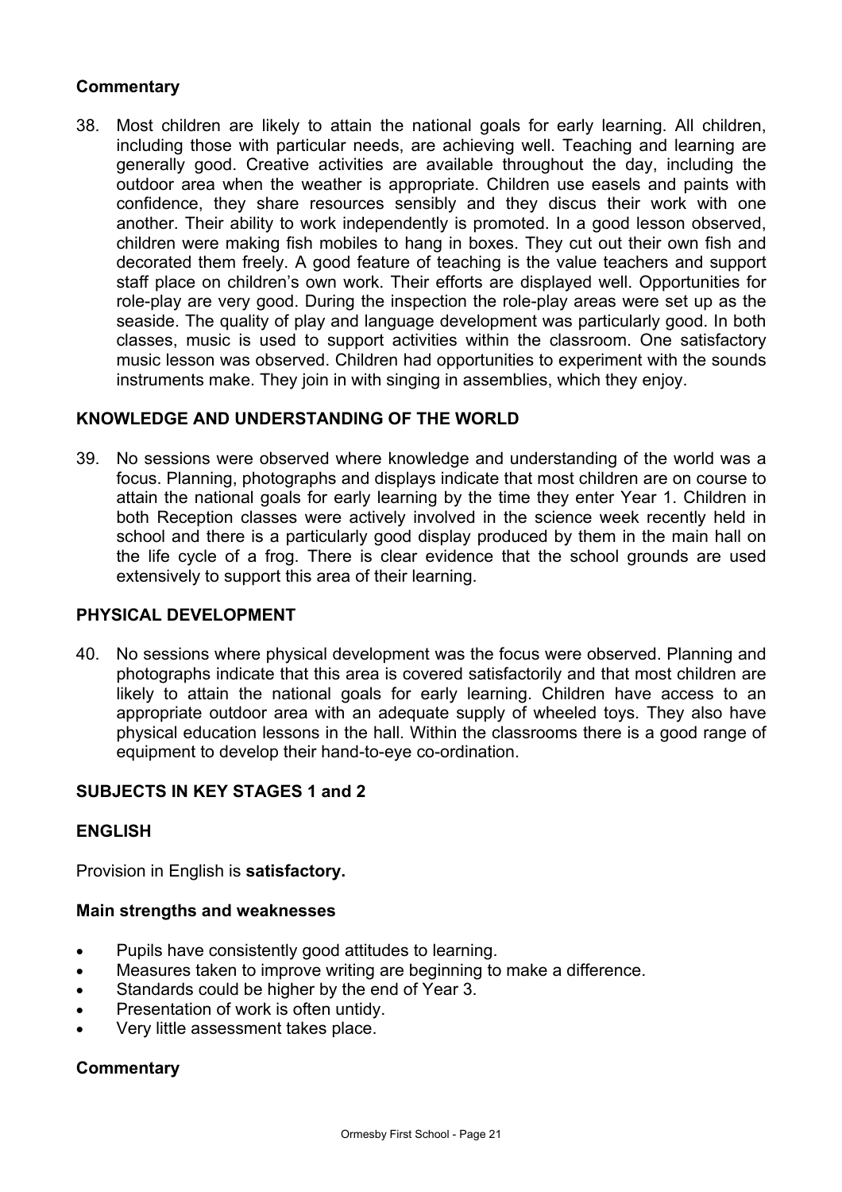## Commentary

38. Most children are likely to attain the national goals for early learning. All children, including those with particular needs, are achieving well. Teaching and learning are generally good. Creative activities are available throughout the day, including the outdoor area when the weather is appropriate. Children use easels and paints with confidence, they share resources sensibly and they discus their work with one another. Their ability to work independently is promoted. In a good lesson observed, children were making fish mobiles to hang in boxes. They cut out their own fish and decorated them freely. A good feature of teaching is the value teachers and support staff place on children's own work. Their efforts are displayed well. Opportunities for role-play are very good. During the inspection the role-play areas were set up as the seaside. The quality of play and language development was particularly good. In both classes, music is used to support activities within the classroom. One satisfactory music lesson was observed. Children had opportunities to experiment with the sounds instruments make. They join in with singing in assemblies, which they enjoy.

## KNOWLEDGE AND UNDERSTANDING OF THE WORLD

39. No sessions were observed where knowledge and understanding of the world was a focus. Planning, photographs and displays indicate that most children are on course to attain the national goals for early learning by the time they enter Year 1. Children in both Reception classes were actively involved in the science week recently held in school and there is a particularly good display produced by them in the main hall on the life cycle of a frog. There is clear evidence that the school grounds are used extensively to support this area of their learning.

## PHYSICAL DEVELOPMENT

40. No sessions where physical development was the focus were observed. Planning and photographs indicate that this area is covered satisfactorily and that most children are likely to attain the national goals for early learning. Children have access to an appropriate outdoor area with an adequate supply of wheeled toys. They also have physical education lessons in the hall. Within the classrooms there is a good range of equipment to develop their hand-to-eye co-ordination.

## SUBJECTS IN KEY STAGES 1 and 2

## ENGLISH

Provision in English is **satisfactory.**

### Main strengths and weaknesses

- Pupils have consistently good attitudes to learning.
- Measures taken to improve writing are beginning to make a difference.
- Standards could be higher by the end of Year 3.
- Presentation of work is often untidy.
- Very little assessment takes place.

### Commentary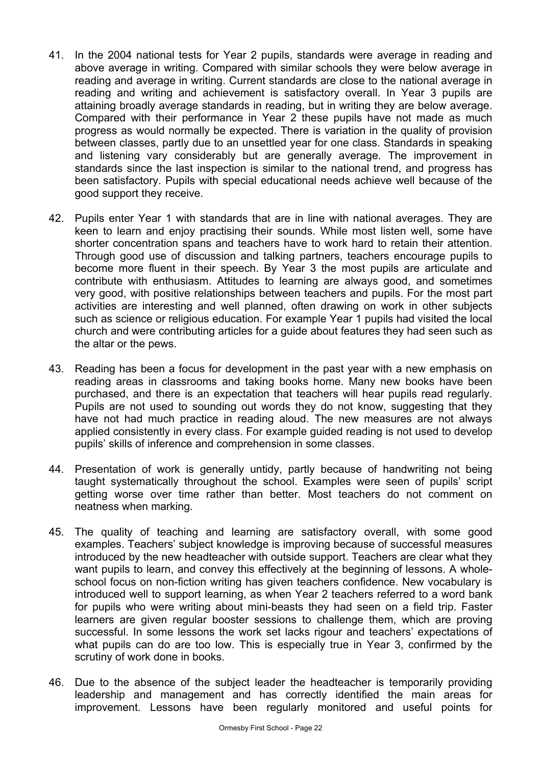41. In the 2004 national tests for Year 2 pupils, standards were average in reading and above average in writing. Compared with similar schools they were below average in reading and average in writing. Current standards are close to the national average in reading and writing and achievement is satisfactory overall. In Year 3 pupils are attaining broadly average standards in reading, but in writing they are below average. Compared with their performance in Year 2 these pupils have not made as much progress as would normally be expected. There is variation in the quality of provision between classes, partly due to an unsettled year for one class. Standards in speaking and listening vary considerably but are generally average. The improvement in standards since the last inspection is similar to the national trend, and progress has been satisfactory. Pupils with special educational needs achieve well because of the good support they receive.

42. Pupils enter Year 1 with standards that are in line with national averages. They are keen to learn and enjoy practising their sounds. While most listen well, some have shorter concentration spans and teachers have to work hard to retain their attention. Through good use of discussion and talking partners, teachers encourage pupils to become more fluent in their speech. By Year 3 the most pupils are articulate and contribute with enthusiasm. Attitudes to learning are always good, and sometimes very good, with positive relationships between teachers and pupils. For the most part activities are interesting and well planned, often drawing on work in other subjects such as science or religious education. For example Year 1 pupils had visited the local church and were contributing articles for a guide about features they had seen such as the altar or the pews.

43. Reading has been a focus for development in the past year with a new emphasis on reading areas in classrooms and taking books home. Many new books have been purchased, and there is an expectation that teachers will hear pupils read regularly. Pupils are not used to sounding out words they do not know, suggesting that they have not had much practice in reading aloud. The new measures are not always applied consistently in every class. For example guided reading is not used to develop pupils' skills of inference and comprehension in some classes.

44. Presentation of work is generally untidy, partly because of handwriting not being taught systematically throughout the school. Examples were seen of pupils' script getting worse over time rather than better. Most teachers do not comment on neatness when marking.

45. The quality of teaching and learning are satisfactory overall, with some good examples. Teachers' subject knowledge is improving because of successful measures introduced by the new headteacher with outside support. Teachers are clear what they want pupils to learn, and convey this effectively at the beginning of lessons. A whole-school focus on non-fiction writing has given teachers confidence. New vocabulary is introduced well to support learning, as when Year 2 teachers referred to a word bank for pupils who were writing about mini-beasts they had seen on a field trip. Faster learners are given regular booster sessions to challenge them, which are proving successful. In some lessons the work set lacks rigour and teachers' expectations of what pupils can do are too low. This is especially true in Year 3, confirmed by the scrutiny of work done in books.

46. Due to the absence of the subject leader the headteacher is temporarily providing leadership and management and has correctly identified the main areas for improvement. Lessons have been regularly monitored and useful points for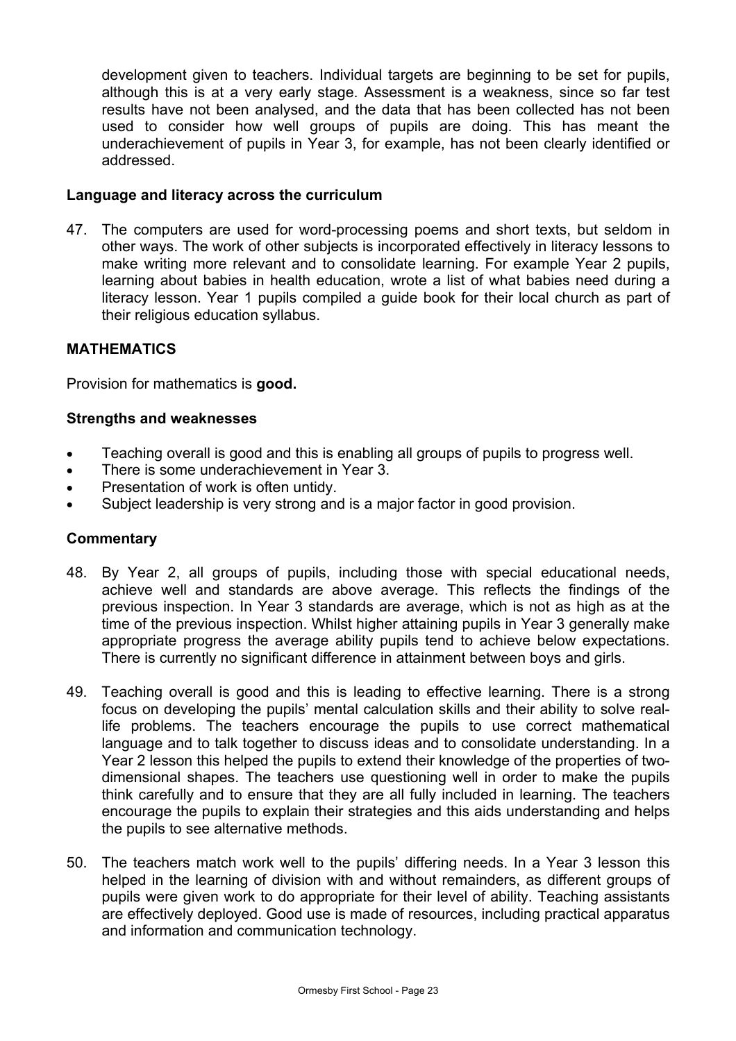development given to teachers. Individual targets are beginning to be set for pupils, although this is at a very early stage. Assessment is a weakness, since so far test results have not been analysed, and the data that has been collected has not been used to consider how well groups of pupils are doing. This has meant the underachievement of pupils in Year 3, for example, has not been clearly identified or addressed.

**Language and literacy across the curriculum**

47. The computers are used for word-processing poems and short texts, but seldom in other ways. The work of other subjects is incorporated effectively in literacy lessons to make writing more relevant and to consolidate learning. For example Year 2 pupils, learning about babies in health education, wrote a list of what babies need during a literacy lesson. Year 1 pupils compiled a guide book for their local church as part of their religious education syllabus.

## MATHEMATICS

Provision for mathematics is **good.**

**Strengths and weaknesses**

- Teaching overall is good and this is enabling all groups of pupils to progress well.
- There is some underachievement in Year 3.
- Presentation of work is often untidy.
- Subject leadership is very strong and is a major factor in good provision.

**Commentary**

48. By Year 2, all groups of pupils, including those with special educational needs, achieve well and standards are above average. This reflects the findings of the previous inspection. In Year 3 standards are average, which is not as high as at the time of the previous inspection. Whilst higher attaining pupils in Year 3 generally make appropriate progress the average ability pupils tend to achieve below expectations. There is currently no significant difference in attainment between boys and girls.

49. Teaching overall is good and this is leading to effective learning. There is a strong focus on developing the pupils' mental calculation skills and their ability to solve real-life problems. The teachers encourage the pupils to use correct mathematical language and to talk together to discuss ideas and to consolidate understanding. In a Year 2 lesson this helped the pupils to extend their knowledge of the properties of two-dimensional shapes. The teachers use questioning well in order to make the pupils think carefully and to ensure that they are all fully included in learning. The teachers encourage the pupils to explain their strategies and this aids understanding and helps the pupils to see alternative methods.

50. The teachers match work well to the pupils' differing needs. In a Year 3 lesson this helped in the learning of division with and without remainders, as different groups of pupils were given work to do appropriate for their level of ability. Teaching assistants are effectively deployed. Good use is made of resources, including practical apparatus and information and communication technology.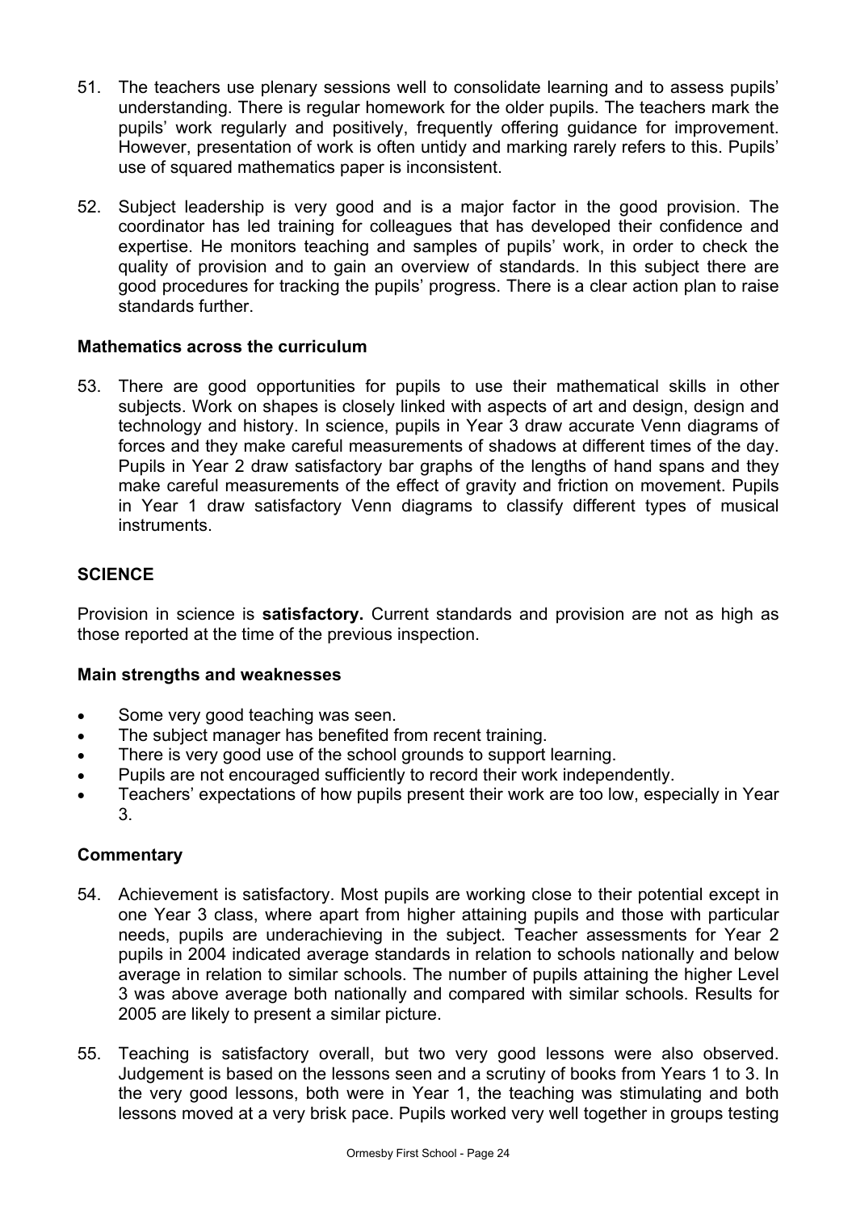51. The teachers use plenary sessions well to consolidate learning and to assess pupils' understanding. There is regular homework for the older pupils. The teachers mark the pupils' work regularly and positively, frequently offering guidance for improvement. However, presentation of work is often untidy and marking rarely refers to this. Pupils' use of squared mathematics paper is inconsistent.

52. Subject leadership is very good and is a major factor in the good provision. The coordinator has led training for colleagues that has developed their confidence and expertise. He monitors teaching and samples of pupils' work, in order to check the quality of provision and to gain an overview of standards. In this subject there are good procedures for tracking the pupils' progress. There is a clear action plan to raise standards further.

**Mathematics across the curriculum**

53. There are good opportunities for pupils to use their mathematical skills in other subjects. Work on shapes is closely linked with aspects of art and design, design and technology and history. In science, pupils in Year 3 draw accurate Venn diagrams of forces and they make careful measurements of shadows at different times of the day. Pupils in Year 2 draw satisfactory bar graphs of the lengths of hand spans and they make careful measurements of the effect of gravity and friction on movement. Pupils in Year 1 draw satisfactory Venn diagrams to classify different types of musical instruments.

## SCIENCE

Provision in science is **satisfactory.** Current standards and provision are not as high as those reported at the time of the previous inspection.

**Main strengths and weaknesses**

- Some very good teaching was seen.
- The subject manager has benefited from recent training.
- There is very good use of the school grounds to support learning.
- Pupils are not encouraged sufficiently to record their work independently.
- Teachers' expectations of how pupils present their work are too low, especially in Year 3.

**Commentary**

54. Achievement is satisfactory. Most pupils are working close to their potential except in one Year 3 class, where apart from higher attaining pupils and those with particular needs, pupils are underachieving in the subject. Teacher assessments for Year 2 pupils in 2004 indicated average standards in relation to schools nationally and below average in relation to similar schools. The number of pupils attaining the higher Level 3 was above average both nationally and compared with similar schools. Results for 2005 are likely to present a similar picture.

55. Teaching is satisfactory overall, but two very good lessons were also observed. Judgement is based on the lessons seen and a scrutiny of books from Years 1 to 3. In the very good lessons, both were in Year 1, the teaching was stimulating and both lessons moved at a very brisk pace. Pupils worked very well together in groups testing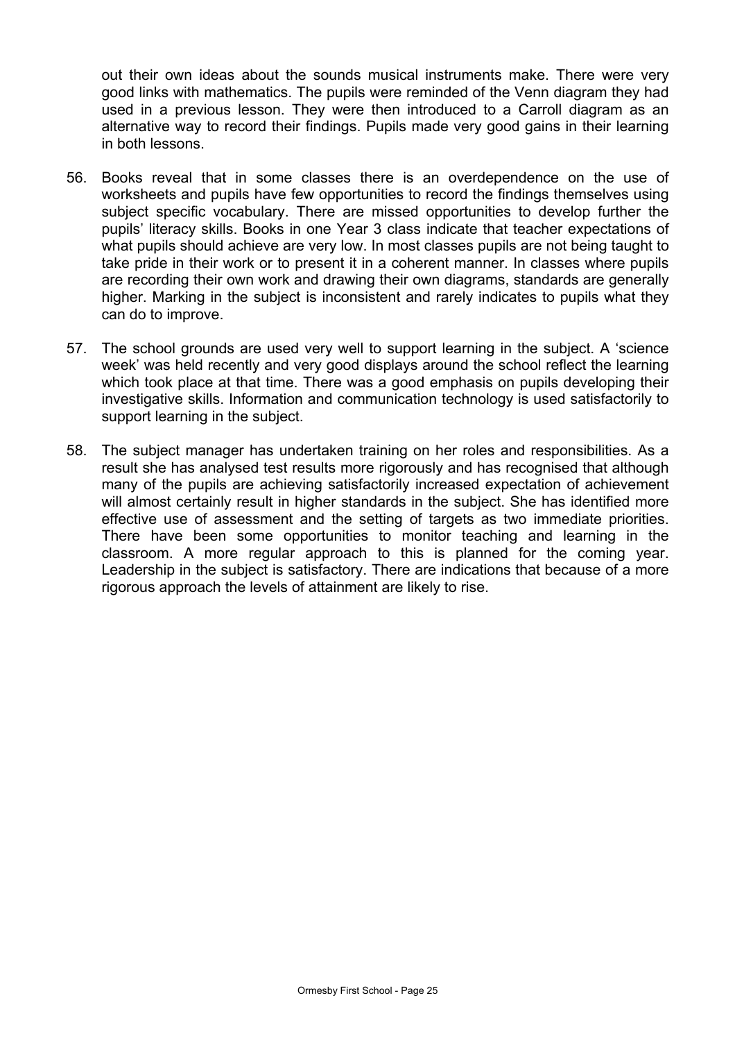out their own ideas about the sounds musical instruments make. There were very good links with mathematics. The pupils were reminded of the Venn diagram they had used in a previous lesson. They were then introduced to a Carroll diagram as an alternative way to record their findings. Pupils made very good gains in their learning in both lessons.

56. Books reveal that in some classes there is an overdependence on the use of worksheets and pupils have few opportunities to record the findings themselves using subject specific vocabulary. There are missed opportunities to develop further the pupils' literacy skills. Books in one Year 3 class indicate that teacher expectations of what pupils should achieve are very low. In most classes pupils are not being taught to take pride in their work or to present it in a coherent manner. In classes where pupils are recording their own work and drawing their own diagrams, standards are generally higher. Marking in the subject is inconsistent and rarely indicates to pupils what they can do to improve.

57. The school grounds are used very well to support learning in the subject. A 'science week' was held recently and very good displays around the school reflect the learning which took place at that time. There was a good emphasis on pupils developing their investigative skills. Information and communication technology is used satisfactorily to support learning in the subject.

58. The subject manager has undertaken training on her roles and responsibilities. As a result she has analysed test results more rigorously and has recognised that although many of the pupils are achieving satisfactorily increased expectation of achievement will almost certainly result in higher standards in the subject. She has identified more effective use of assessment and the setting of targets as two immediate priorities. There have been some opportunities to monitor teaching and learning in the classroom. A more regular approach to this is planned for the coming year. Leadership in the subject is satisfactory. There are indications that because of a more rigorous approach the levels of attainment are likely to rise.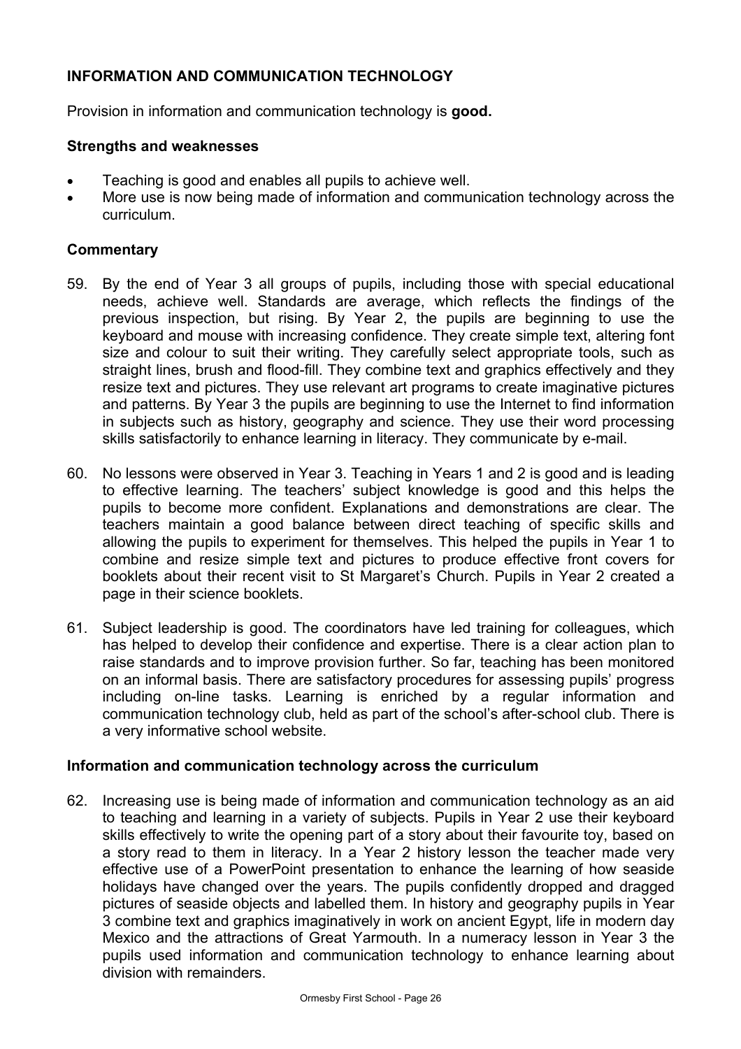## INFORMATION AND COMMUNICATION TECHNOLOGY

Provision in information and communication technology is **good.**

### Strengths and weaknesses

- Teaching is good and enables all pupils to achieve well.
- More use is now being made of information and communication technology across the curriculum.

### Commentary

59. By the end of Year 3 all groups of pupils, including those with special educational needs, achieve well. Standards are average, which reflects the findings of the previous inspection, but rising. By Year 2, the pupils are beginning to use the keyboard and mouse with increasing confidence. They create simple text, altering font size and colour to suit their writing. They carefully select appropriate tools, such as straight lines, brush and flood-fill. They combine text and graphics effectively and they resize text and pictures. They use relevant art programs to create imaginative pictures and patterns. By Year 3 the pupils are beginning to use the Internet to find information in subjects such as history, geography and science. They use their word processing skills satisfactorily to enhance learning in literacy. They communicate by e-mail.

60. No lessons were observed in Year 3. Teaching in Years 1 and 2 is good and is leading to effective learning. The teachers' subject knowledge is good and this helps the pupils to become more confident. Explanations and demonstrations are clear. The teachers maintain a good balance between direct teaching of specific skills and allowing the pupils to experiment for themselves. This helped the pupils in Year 1 to combine and resize simple text and pictures to produce effective front covers for booklets about their recent visit to St Margaret's Church. Pupils in Year 2 created a page in their science booklets.

61. Subject leadership is good. The coordinators have led training for colleagues, which has helped to develop their confidence and expertise. There is a clear action plan to raise standards and to improve provision further. So far, teaching has been monitored on an informal basis. There are satisfactory procedures for assessing pupils' progress including on-line tasks. Learning is enriched by a regular information and communication technology club, held as part of the school's after-school club. There is a very informative school website.

### Information and communication technology across the curriculum

62. Increasing use is being made of information and communication technology as an aid to teaching and learning in a variety of subjects. Pupils in Year 2 use their keyboard skills effectively to write the opening part of a story about their favourite toy, based on a story read to them in literacy. In a Year 2 history lesson the teacher made very effective use of a PowerPoint presentation to enhance the learning of how seaside holidays have changed over the years. The pupils confidently dropped and dragged pictures of seaside objects and labelled them. In history and geography pupils in Year 3 combine text and graphics imaginatively in work on ancient Egypt, life in modern day Mexico and the attractions of Great Yarmouth. In a numeracy lesson in Year 3 the pupils used information and communication technology to enhance learning about division with remainders.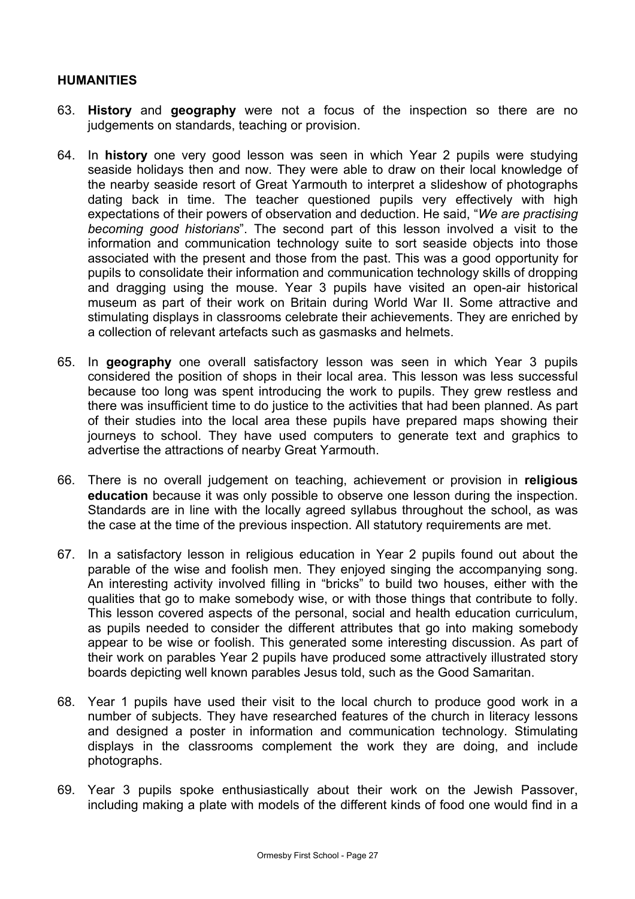## HUMANITIES

63. **History** and **geography** were not a focus of the inspection so there are no judgements on standards, teaching or provision.

64. In **history** one very good lesson was seen in which Year 2 pupils were studying seaside holidays then and now. They were able to draw on their local knowledge of the nearby seaside resort of Great Yarmouth to interpret a slideshow of photographs dating back in time. The teacher questioned pupils very effectively with high expectations of their powers of observation and deduction. He said, "*We are practising becoming good historians*". The second part of this lesson involved a visit to the information and communication technology suite to sort seaside objects into those associated with the present and those from the past. This was a good opportunity for pupils to consolidate their information and communication technology skills of dropping and dragging using the mouse. Year 3 pupils have visited an open-air historical museum as part of their work on Britain during World War II. Some attractive and stimulating displays in classrooms celebrate their achievements. They are enriched by a collection of relevant artefacts such as gasmasks and helmets.

65. In **geography** one overall satisfactory lesson was seen in which Year 3 pupils considered the position of shops in their local area. This lesson was less successful because too long was spent introducing the work to pupils. They grew restless and there was insufficient time to do justice to the activities that had been planned. As part of their studies into the local area these pupils have prepared maps showing their journeys to school. They have used computers to generate text and graphics to advertise the attractions of nearby Great Yarmouth.

66. There is no overall judgement on teaching, achievement or provision in **religious education** because it was only possible to observe one lesson during the inspection. Standards are in line with the locally agreed syllabus throughout the school, as was the case at the time of the previous inspection. All statutory requirements are met.

67. In a satisfactory lesson in religious education in Year 2 pupils found out about the parable of the wise and foolish men. They enjoyed singing the accompanying song. An interesting activity involved filling in "bricks" to build two houses, either with the qualities that go to make somebody wise, or with those things that contribute to folly. This lesson covered aspects of the personal, social and health education curriculum, as pupils needed to consider the different attributes that go into making somebody appear to be wise or foolish. This generated some interesting discussion. As part of their work on parables Year 2 pupils have produced some attractively illustrated story boards depicting well known parables Jesus told, such as the Good Samaritan.

68. Year 1 pupils have used their visit to the local church to produce good work in a number of subjects. They have researched features of the church in literacy lessons and designed a poster in information and communication technology. Stimulating displays in the classrooms complement the work they are doing, and include photographs.

69. Year 3 pupils spoke enthusiastically about their work on the Jewish Passover, including making a plate with models of the different kinds of food one would find in a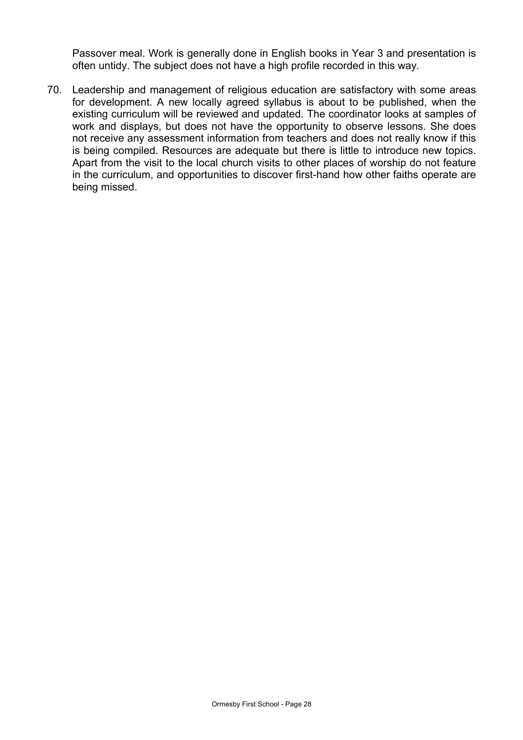Passover meal. Work is generally done in English books in Year 3 and presentation is often untidy. The subject does not have a high profile recorded in this way.

70. Leadership and management of religious education are satisfactory with some areas for development. A new locally agreed syllabus is about to be published, when the existing curriculum will be reviewed and updated. The coordinator looks at samples of work and displays, but does not have the opportunity to observe lessons. She does not receive any assessment information from teachers and does not really know if this is being compiled. Resources are adequate but there is little to introduce new topics. Apart from the visit to the local church visits to other places of worship do not feature in the curriculum, and opportunities to discover first-hand how other faiths operate are being missed.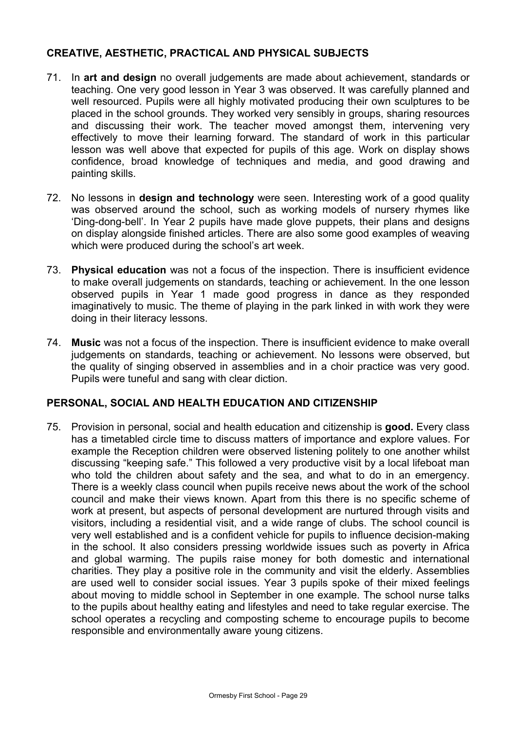## CREATIVE, AESTHETIC, PRACTICAL AND PHYSICAL SUBJECTS

71. In **art and design** no overall judgements are made about achievement, standards or teaching. One very good lesson in Year 3 was observed. It was carefully planned and well resourced. Pupils were all highly motivated producing their own sculptures to be placed in the school grounds. They worked very sensibly in groups, sharing resources and discussing their work. The teacher moved amongst them, intervening very effectively to move their learning forward. The standard of work in this particular lesson was well above that expected for pupils of this age. Work on display shows confidence, broad knowledge of techniques and media, and good drawing and painting skills.

72. No lessons in **design and technology** were seen. Interesting work of a good quality was observed around the school, such as working models of nursery rhymes like 'Ding-dong-bell'. In Year 2 pupils have made glove puppets, their plans and designs on display alongside finished articles. There are also some good examples of weaving which were produced during the school's art week.

73. **Physical education** was not a focus of the inspection. There is insufficient evidence to make overall judgements on standards, teaching or achievement. In the one lesson observed pupils in Year 1 made good progress in dance as they responded imaginatively to music. The theme of playing in the park linked in with work they were doing in their literacy lessons.

74. **Music** was not a focus of the inspection. There is insufficient evidence to make overall judgements on standards, teaching or achievement. No lessons were observed, but the quality of singing observed in assemblies and in a choir practice was very good. Pupils were tuneful and sang with clear diction.

## PERSONAL, SOCIAL AND HEALTH EDUCATION AND CITIZENSHIP

75. Provision in personal, social and health education and citizenship is **good.** Every class has a timetabled circle time to discuss matters of importance and explore values. For example the Reception children were observed listening politely to one another whilst discussing "keeping safe." This followed a very productive visit by a local lifeboat man who told the children about safety and the sea, and what to do in an emergency. There is a weekly class council when pupils receive news about the work of the school council and make their views known. Apart from this there is no specific scheme of work at present, but aspects of personal development are nurtured through visits and visitors, including a residential visit, and a wide range of clubs. The school council is very well established and is a confident vehicle for pupils to influence decision-making in the school. It also considers pressing worldwide issues such as poverty in Africa and global warming. The pupils raise money for both domestic and international charities. They play a positive role in the community and visit the elderly. Assemblies are used well to consider social issues. Year 3 pupils spoke of their mixed feelings about moving to middle school in September in one example. The school nurse talks to the pupils about healthy eating and lifestyles and need to take regular exercise. The school operates a recycling and composting scheme to encourage pupils to become responsible and environmentally aware young citizens.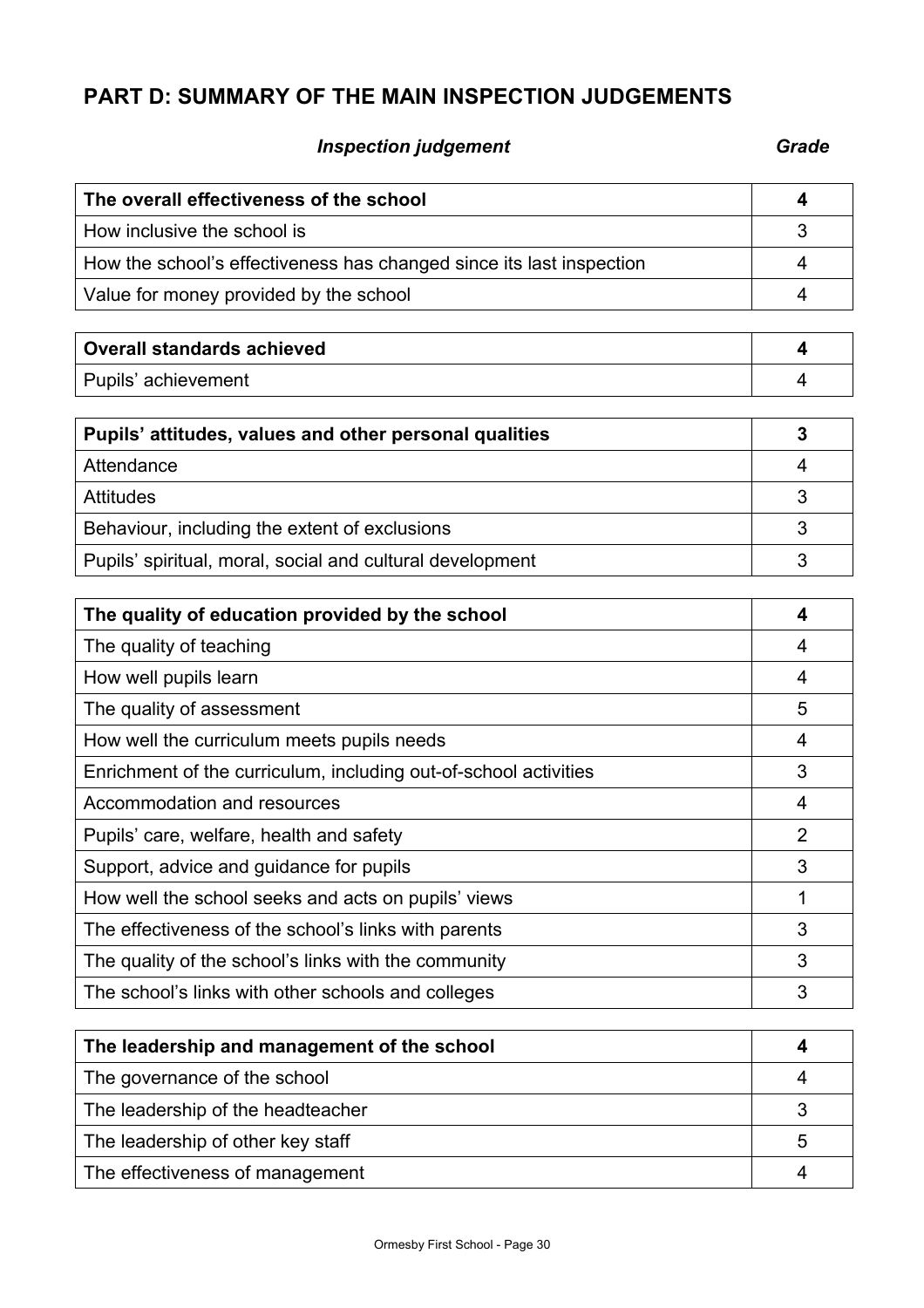## PART D: SUMMARY OF THE MAIN INSPECTION JUDGEMENTS

| *Inspection judgement* | *Grade* |
|---|---|
| **The overall effectiveness of the school** | **4** |
| How inclusive the school is | 3 |
| How the school's effectiveness has changed since its last inspection | 4 |
| Value for money provided by the school | 4 |

| | |
|---|---|
| **Overall standards achieved** | **4** |
| Pupils' achievement | 4 |

| | |
|---|---|
| **Pupils' attitudes, values and other personal qualities** | **3** |
| Attendance | 4 |
| Attitudes | 3 |
| Behaviour, including the extent of exclusions | 3 |
| Pupils' spiritual, moral, social and cultural development | 3 |

| | |
|---|---|
| **The quality of education provided by the school** | **4** |
| The quality of teaching | 4 |
| How well pupils learn | 4 |
| The quality of assessment | 5 |
| How well the curriculum meets pupils needs | 4 |
| Enrichment of the curriculum, including out-of-school activities | 3 |
| Accommodation and resources | 4 |
| Pupils' care, welfare, health and safety | 2 |
| Support, advice and guidance for pupils | 3 |
| How well the school seeks and acts on pupils' views | 1 |
| The effectiveness of the school's links with parents | 3 |
| The quality of the school's links with the community | 3 |
| The school's links with other schools and colleges | 3 |

| | |
|---|---|
| **The leadership and management of the school** | **4** |
| The governance of the school | 4 |
| The leadership of the headteacher | 3 |
| The leadership of other key staff | 5 |
| The effectiveness of management | 4 |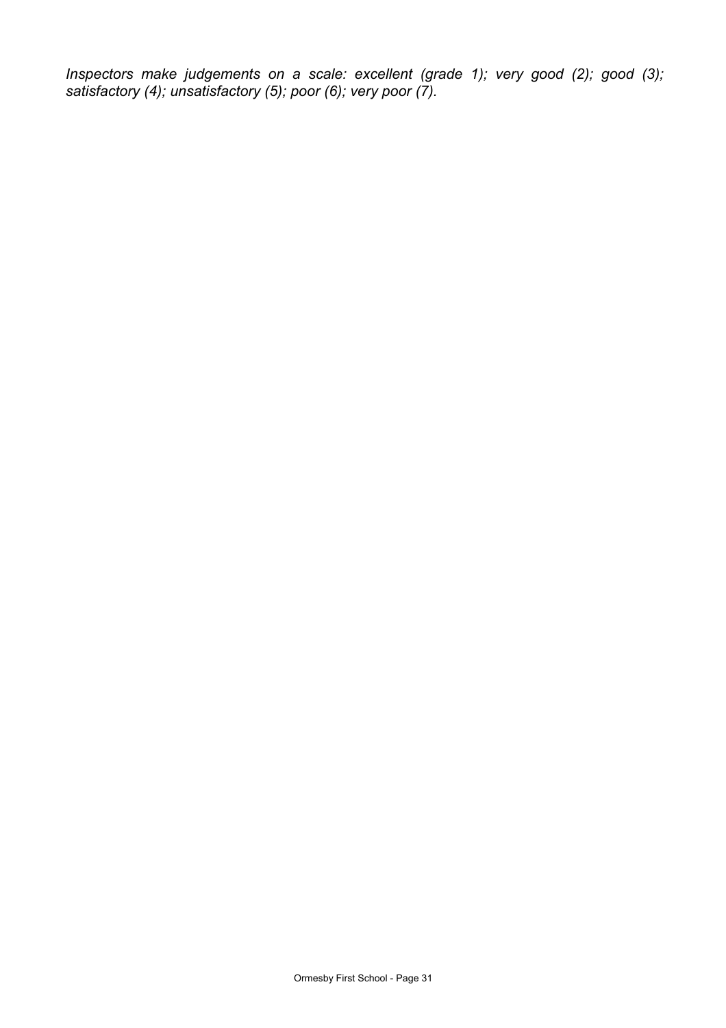*Inspectors make judgements on a scale: excellent (grade 1); very good (2); good (3); satisfactory (4); unsatisfactory (5); poor (6); very poor (7).*